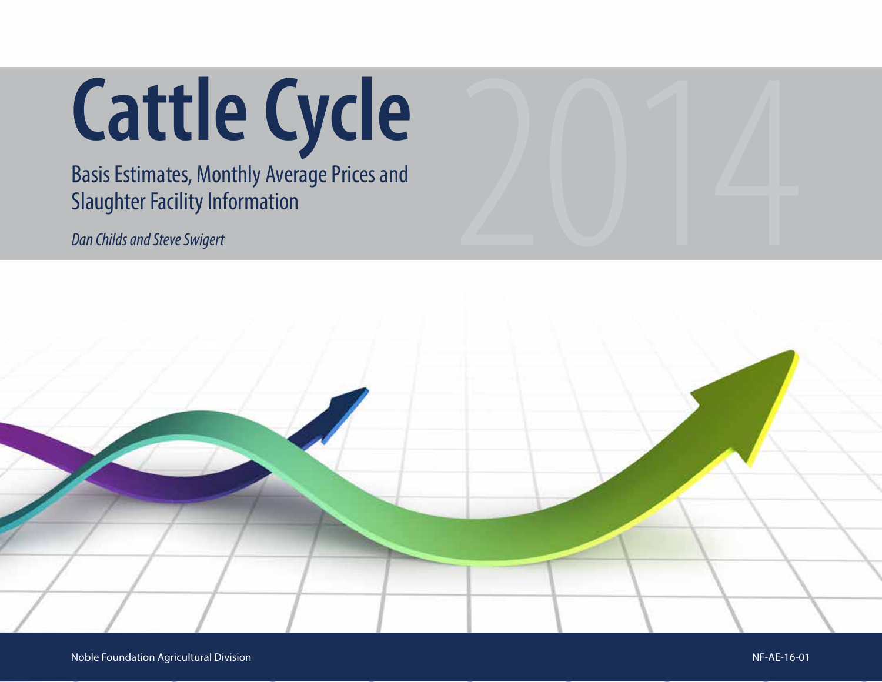# Cattle Cycle

2014

## Basis Estimates, Monthly Average Prices and Slaughter Facility Information

*Dan Childs and Steve Swigert*

Noble Foundation Agricultural Division

NF-AE-16-01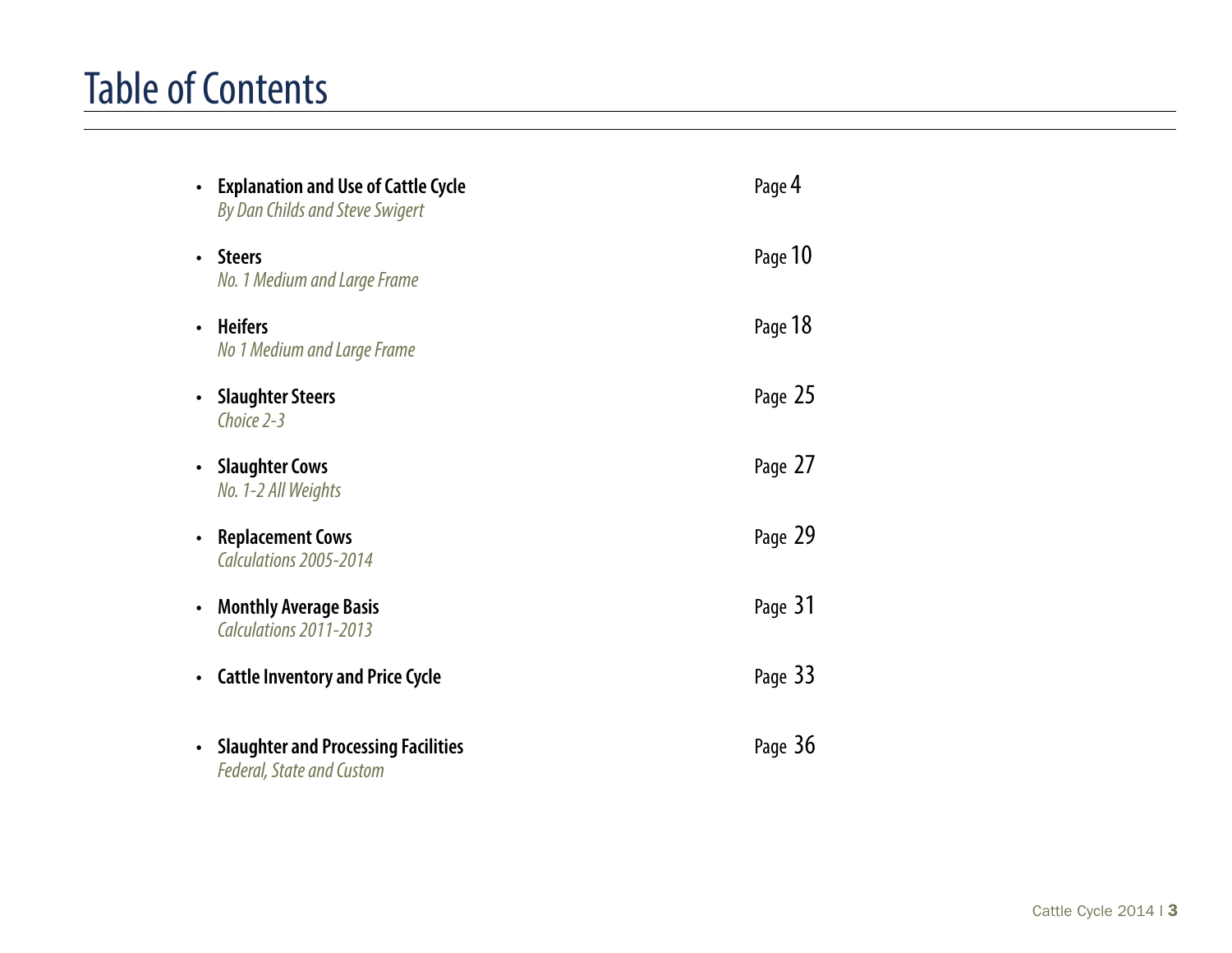# Table of Contents

- **Explanation and Use of Cattle Cycle** Page 4
  *By Dan Childs and Steve Swigert*

- **Steers** Page 10
  *No. 1 Medium and Large Frame*

- **Heifers** Page 18
  *No 1 Medium and Large Frame*

- **Slaughter Steers** Page 25
  *Choice 2-3*

- **Slaughter Cows** Page 27
  *No. 1-2 All Weights*

- **Replacement Cows** Page 29
  *Calculations 2005-2014*

- **Monthly Average Basis** Page 31
  *Calculations 2011-2013*

- **Cattle Inventory and Price Cycle** Page 33

- **Slaughter and Processing Facilities** Page 36
  *Federal, State and Custom*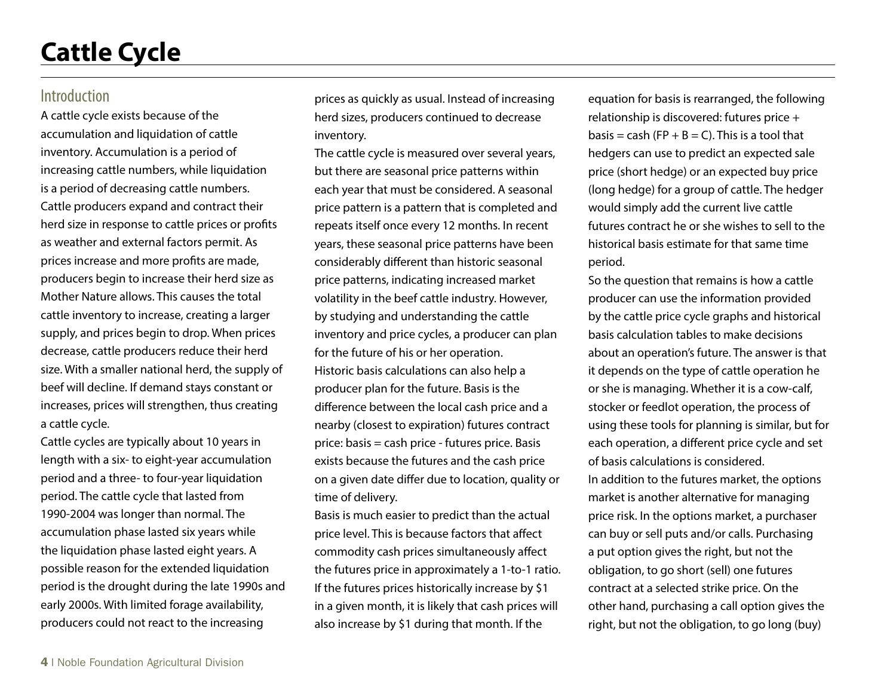# Cattle Cycle

## Introduction

A cattle cycle exists because of the accumulation and liquidation of cattle inventory. Accumulation is a period of increasing cattle numbers, while liquidation is a period of decreasing cattle numbers. Cattle producers expand and contract their herd size in response to cattle prices or profits as weather and external factors permit. As prices increase and more profits are made, producers begin to increase their herd size as Mother Nature allows. This causes the total cattle inventory to increase, creating a larger supply, and prices begin to drop. When prices decrease, cattle producers reduce their herd size. With a smaller national herd, the supply of beef will decline. If demand stays constant or increases, prices will strengthen, thus creating a cattle cycle.

Cattle cycles are typically about 10 years in length with a six- to eight-year accumulation period and a three- to four-year liquidation period. The cattle cycle that lasted from 1990-2004 was longer than normal. The accumulation phase lasted six years while the liquidation phase lasted eight years. A possible reason for the extended liquidation period is the drought during the late 1990s and early 2000s. With limited forage availability, producers could not react to the increasing prices as quickly as usual. Instead of increasing herd sizes, producers continued to decrease inventory.

The cattle cycle is measured over several years, but there are seasonal price patterns within each year that must be considered. A seasonal price pattern is a pattern that is completed and repeats itself once every 12 months. In recent years, these seasonal price patterns have been considerably different than historic seasonal price patterns, indicating increased market volatility in the beef cattle industry. However, by studying and understanding the cattle inventory and price cycles, a producer can plan for the future of his or her operation.

Historic basis calculations can also help a producer plan for the future. Basis is the difference between the local cash price and a nearby (closest to expiration) futures contract price: basis = cash price - futures price. Basis exists because the futures and the cash price on a given date differ due to location, quality or time of delivery.

Basis is much easier to predict than the actual price level. This is because factors that affect commodity cash prices simultaneously affect the futures price in approximately a 1-to-1 ratio. If the futures prices historically increase by $1 in a given month, it is likely that cash prices will also increase by $1 during that month. If the equation for basis is rearranged, the following relationship is discovered: futures price + basis = cash (FP + B = C). This is a tool that hedgers can use to predict an expected sale price (short hedge) or an expected buy price (long hedge) for a group of cattle. The hedger would simply add the current live cattle futures contract he or she wishes to sell to the historical basis estimate for that same time period.

So the question that remains is how a cattle producer can use the information provided by the cattle price cycle graphs and historical basis calculation tables to make decisions about an operation's future. The answer is that it depends on the type of cattle operation he or she is managing. Whether it is a cow-calf, stocker or feedlot operation, the process of using these tools for planning is similar, but for each operation, a different price cycle and set of basis calculations is considered.

In addition to the futures market, the options market is another alternative for managing price risk. In the options market, a purchaser can buy or sell puts and/or calls. Purchasing a put option gives the right, but not the obligation, to go short (sell) one futures contract at a selected strike price. On the other hand, purchasing a call option gives the right, but not the obligation, to go long (buy)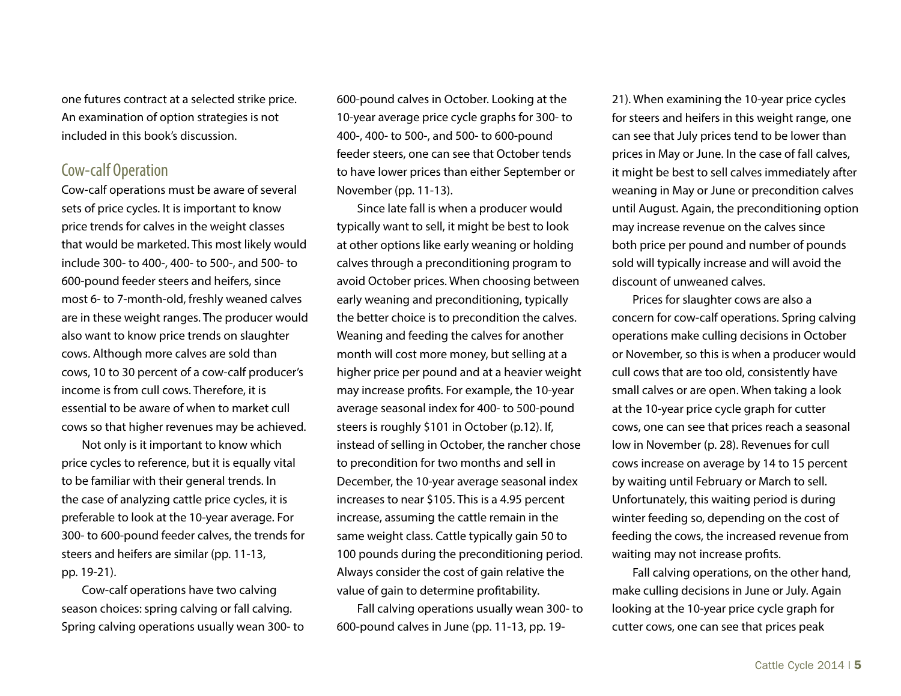one futures contract at a selected strike price. An examination of option strategies is not included in this book's discussion.

## Cow-calf Operation

Cow-calf operations must be aware of several sets of price cycles. It is important to know price trends for calves in the weight classes that would be marketed. This most likely would include 300- to 400-, 400- to 500-, and 500- to 600-pound feeder steers and heifers, since most 6- to 7-month-old, freshly weaned calves are in these weight ranges. The producer would also want to know price trends on slaughter cows. Although more calves are sold than cows, 10 to 30 percent of a cow-calf producer's income is from cull cows. Therefore, it is essential to be aware of when to market cull cows so that higher revenues may be achieved.

Not only is it important to know which price cycles to reference, but it is equally vital to be familiar with their general trends. In the case of analyzing cattle price cycles, it is preferable to look at the 10-year average. For 300- to 600-pound feeder calves, the trends for steers and heifers are similar (pp. 11-13, pp. 19-21).

Cow-calf operations have two calving season choices: spring calving or fall calving. Spring calving operations usually wean 300- to 600-pound calves in October. Looking at the 10-year average price cycle graphs for 300- to 400-, 400- to 500-, and 500- to 600-pound feeder steers, one can see that October tends to have lower prices than either September or November (pp. 11-13).

Since late fall is when a producer would typically want to sell, it might be best to look at other options like early weaning or holding calves through a preconditioning program to avoid October prices. When choosing between early weaning and preconditioning, typically the better choice is to precondition the calves. Weaning and feeding the calves for another month will cost more money, but selling at a higher price per pound and at a heavier weight may increase profits. For example, the 10-year average seasonal index for 400- to 500-pound steers is roughly $101 in October (p.12). If, instead of selling in October, the rancher chose to precondition for two months and sell in December, the 10-year average seasonal index increases to near $105. This is a 4.95 percent increase, assuming the cattle remain in the same weight class. Cattle typically gain 50 to 100 pounds during the preconditioning period. Always consider the cost of gain relative the value of gain to determine profitability.

Fall calving operations usually wean 300- to 600-pound calves in June (pp. 11-13, pp. 19-21). When examining the 10-year price cycles for steers and heifers in this weight range, one can see that July prices tend to be lower than prices in May or June. In the case of fall calves, it might be best to sell calves immediately after weaning in May or June or precondition calves until August. Again, the preconditioning option may increase revenue on the calves since both price per pound and number of pounds sold will typically increase and will avoid the discount of unweaned calves.

Prices for slaughter cows are also a concern for cow-calf operations. Spring calving operations make culling decisions in October or November, so this is when a producer would cull cows that are too old, consistently have small calves or are open. When taking a look at the 10-year price cycle graph for cutter cows, one can see that prices reach a seasonal low in November (p. 28). Revenues for cull cows increase on average by 14 to 15 percent by waiting until February or March to sell. Unfortunately, this waiting period is during winter feeding so, depending on the cost of feeding the cows, the increased revenue from waiting may not increase profits.

Fall calving operations, on the other hand, make culling decisions in June or July. Again looking at the 10-year price cycle graph for cutter cows, one can see that prices peak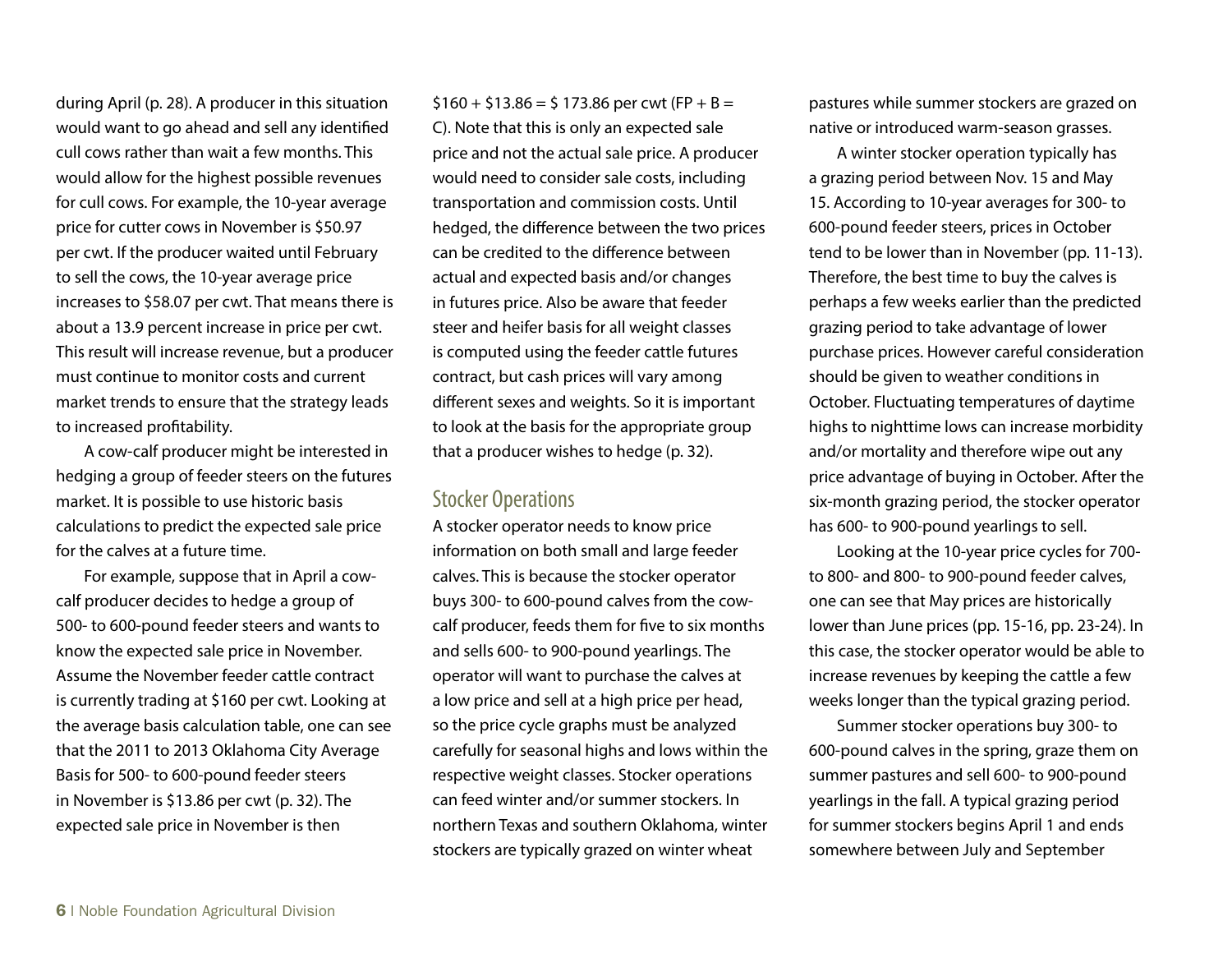during April (p. 28). A producer in this situation would want to go ahead and sell any identified cull cows rather than wait a few months. This would allow for the highest possible revenues for cull cows. For example, the 10-year average price for cutter cows in November is $50.97 per cwt. If the producer waited until February to sell the cows, the 10-year average price increases to $58.07 per cwt. That means there is about a 13.9 percent increase in price per cwt. This result will increase revenue, but a producer must continue to monitor costs and current market trends to ensure that the strategy leads to increased profitability.

A cow-calf producer might be interested in hedging a group of feeder steers on the futures market. It is possible to use historic basis calculations to predict the expected sale price for the calves at a future time.

For example, suppose that in April a cow-calf producer decides to hedge a group of 500- to 600-pound feeder steers and wants to know the expected sale price in November. Assume the November feeder cattle contract is currently trading at $160 per cwt. Looking at the average basis calculation table, one can see that the 2011 to 2013 Oklahoma City Average Basis for 500- to 600-pound feeder steers in November is $13.86 per cwt (p. 32). The expected sale price in November is then $160 + $13.86 = $ 173.86 per cwt (FP + B = C). Note that this is only an expected sale price and not the actual sale price. A producer would need to consider sale costs, including transportation and commission costs. Until hedged, the difference between the two prices can be credited to the difference between actual and expected basis and/or changes in futures price. Also be aware that feeder steer and heifer basis for all weight classes is computed using the feeder cattle futures contract, but cash prices will vary among different sexes and weights. So it is important to look at the basis for the appropriate group that a producer wishes to hedge (p. 32).

## Stocker Operations

A stocker operator needs to know price information on both small and large feeder calves. This is because the stocker operator buys 300- to 600-pound calves from the cow-calf producer, feeds them for five to six months and sells 600- to 900-pound yearlings. The operator will want to purchase the calves at a low price and sell at a high price per head, so the price cycle graphs must be analyzed carefully for seasonal highs and lows within the respective weight classes. Stocker operations can feed winter and/or summer stockers. In northern Texas and southern Oklahoma, winter stockers are typically grazed on winter wheat pastures while summer stockers are grazed on native or introduced warm-season grasses.

A winter stocker operation typically has a grazing period between Nov. 15 and May 15. According to 10-year averages for 300- to 600-pound feeder steers, prices in October tend to be lower than in November (pp. 11-13). Therefore, the best time to buy the calves is perhaps a few weeks earlier than the predicted grazing period to take advantage of lower purchase prices. However careful consideration should be given to weather conditions in October. Fluctuating temperatures of daytime highs to nighttime lows can increase morbidity and/or mortality and therefore wipe out any price advantage of buying in October. After the six-month grazing period, the stocker operator has 600- to 900-pound yearlings to sell.

Looking at the 10-year price cycles for 700- to 800- and 800- to 900-pound feeder calves, one can see that May prices are historically lower than June prices (pp. 15-16, pp. 23-24). In this case, the stocker operator would be able to increase revenues by keeping the cattle a few weeks longer than the typical grazing period.

Summer stocker operations buy 300- to 600-pound calves in the spring, graze them on summer pastures and sell 600- to 900-pound yearlings in the fall. A typical grazing period for summer stockers begins April 1 and ends somewhere between July and September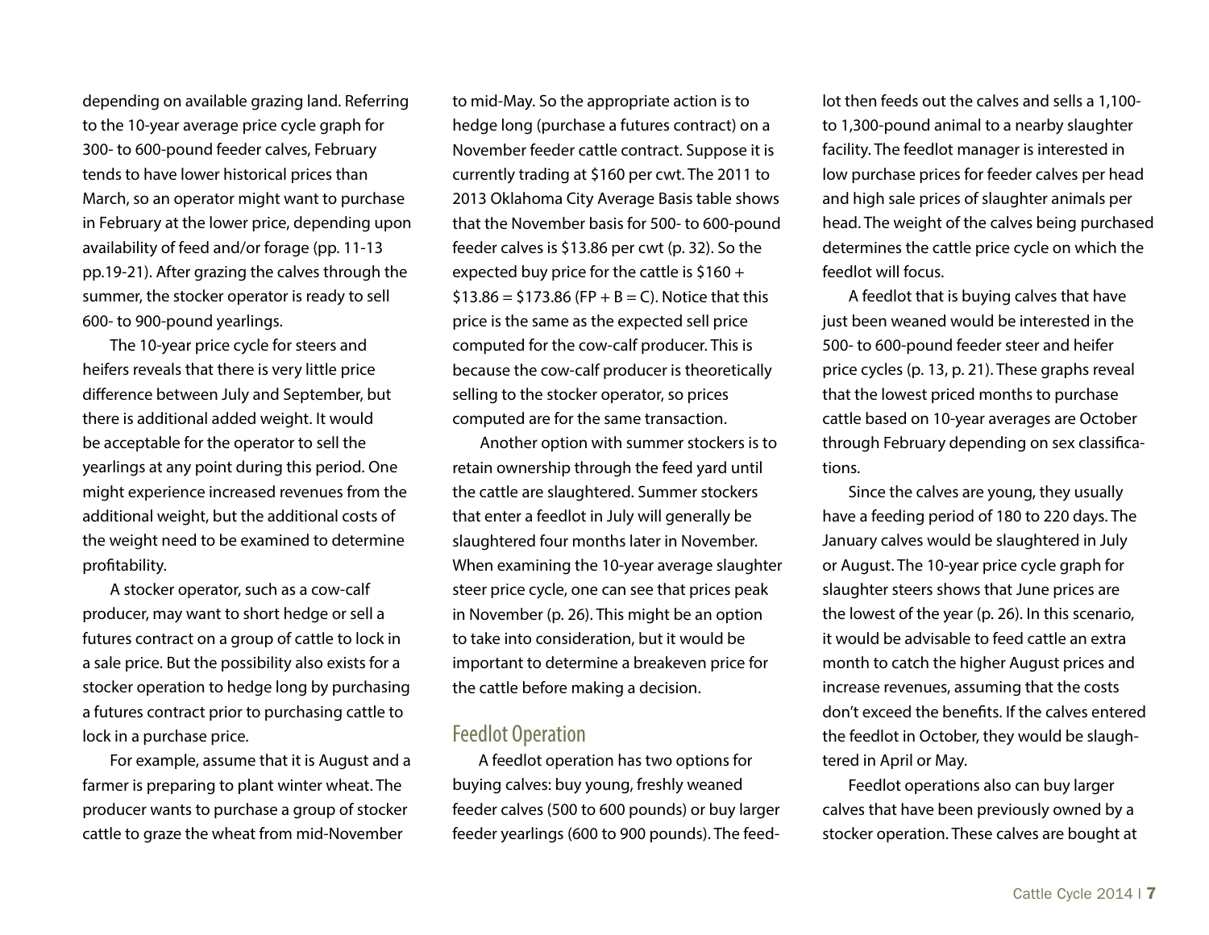depending on available grazing land. Referring to the 10-year average price cycle graph for 300- to 600-pound feeder calves, February tends to have lower historical prices than March, so an operator might want to purchase in February at the lower price, depending upon availability of feed and/or forage (pp. 11-13 pp.19-21). After grazing the calves through the summer, the stocker operator is ready to sell 600- to 900-pound yearlings.

The 10-year price cycle for steers and heifers reveals that there is very little price difference between July and September, but there is additional added weight. It would be acceptable for the operator to sell the yearlings at any point during this period. One might experience increased revenues from the additional weight, but the additional costs of the weight need to be examined to determine profitability.

A stocker operator, such as a cow-calf producer, may want to short hedge or sell a futures contract on a group of cattle to lock in a sale price. But the possibility also exists for a stocker operation to hedge long by purchasing a futures contract prior to purchasing cattle to lock in a purchase price.

For example, assume that it is August and a farmer is preparing to plant winter wheat. The producer wants to purchase a group of stocker cattle to graze the wheat from mid-November to mid-May. So the appropriate action is to hedge long (purchase a futures contract) on a November feeder cattle contract. Suppose it is currently trading at $160 per cwt. The 2011 to 2013 Oklahoma City Average Basis table shows that the November basis for 500- to 600-pound feeder calves is $13.86 per cwt (p. 32). So the expected buy price for the cattle is $160 + $13.86 = $173.86 (FP + B = C). Notice that this price is the same as the expected sell price computed for the cow-calf producer. This is because the cow-calf producer is theoretically selling to the stocker operator, so prices computed are for the same transaction.

Another option with summer stockers is to retain ownership through the feed yard until the cattle are slaughtered. Summer stockers that enter a feedlot in July will generally be slaughtered four months later in November. When examining the 10-year average slaughter steer price cycle, one can see that prices peak in November (p. 26). This might be an option to take into consideration, but it would be important to determine a breakeven price for the cattle before making a decision.

## Feedlot Operation

A feedlot operation has two options for buying calves: buy young, freshly weaned feeder calves (500 to 600 pounds) or buy larger feeder yearlings (600 to 900 pounds). The feedlot then feeds out the calves and sells a 1,100- to 1,300-pound animal to a nearby slaughter facility. The feedlot manager is interested in low purchase prices for feeder calves per head and high sale prices of slaughter animals per head. The weight of the calves being purchased determines the cattle price cycle on which the feedlot will focus.

A feedlot that is buying calves that have just been weaned would be interested in the 500- to 600-pound feeder steer and heifer price cycles (p. 13, p. 21). These graphs reveal that the lowest priced months to purchase cattle based on 10-year averages are October through February depending on sex classifications.

Since the calves are young, they usually have a feeding period of 180 to 220 days. The January calves would be slaughtered in July or August. The 10-year price cycle graph for slaughter steers shows that June prices are the lowest of the year (p. 26). In this scenario, it would be advisable to feed cattle an extra month to catch the higher August prices and increase revenues, assuming that the costs don't exceed the benefits. If the calves entered the feedlot in October, they would be slaughtered in April or May.

Feedlot operations also can buy larger calves that have been previously owned by a stocker operation. These calves are bought at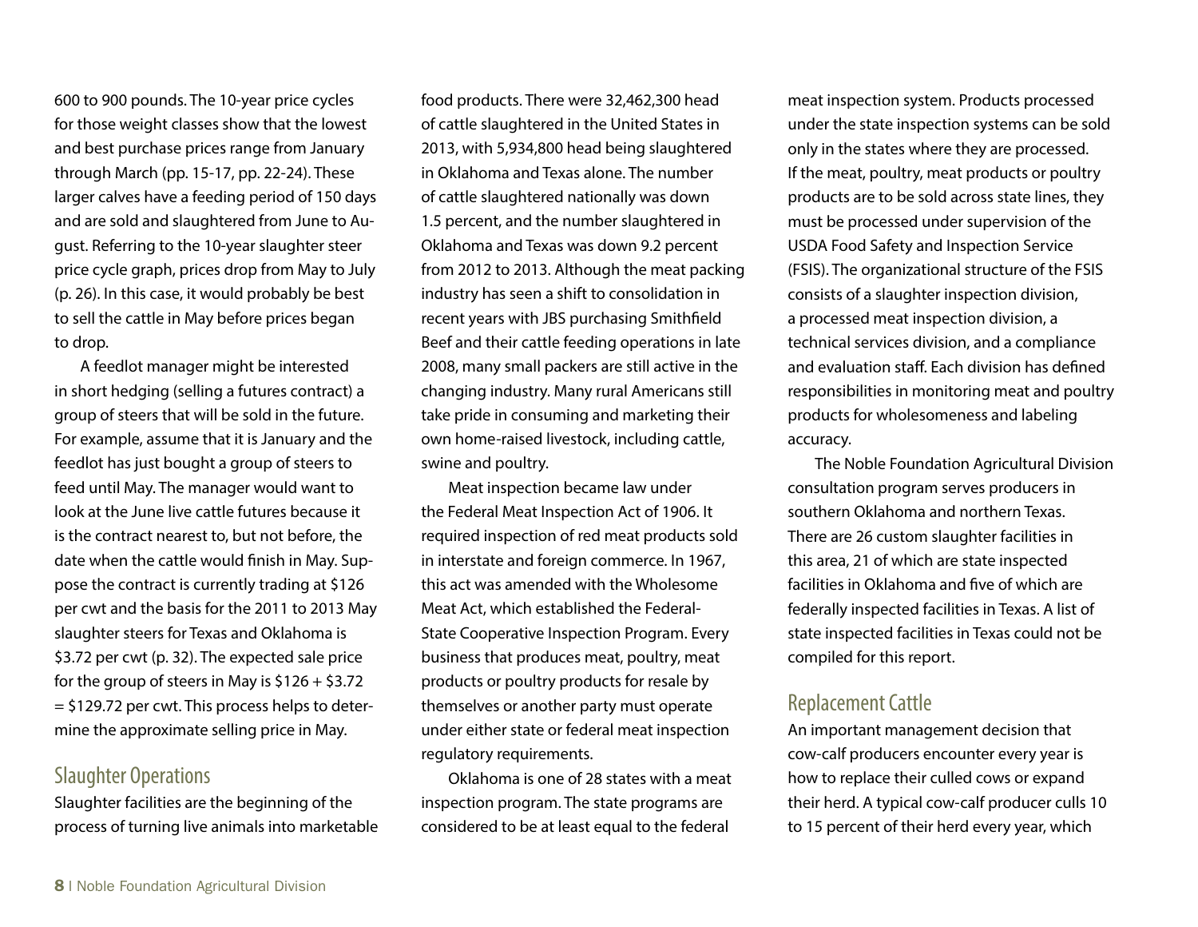600 to 900 pounds. The 10-year price cycles for those weight classes show that the lowest and best purchase prices range from January through March (pp. 15-17, pp. 22-24). These larger calves have a feeding period of 150 days and are sold and slaughtered from June to August. Referring to the 10-year slaughter steer price cycle graph, prices drop from May to July (p. 26). In this case, it would probably be best to sell the cattle in May before prices began to drop.

A feedlot manager might be interested in short hedging (selling a futures contract) a group of steers that will be sold in the future. For example, assume that it is January and the feedlot has just bought a group of steers to feed until May. The manager would want to look at the June live cattle futures because it is the contract nearest to, but not before, the date when the cattle would finish in May. Suppose the contract is currently trading at $126 per cwt and the basis for the 2011 to 2013 May slaughter steers for Texas and Oklahoma is $3.72 per cwt (p. 32). The expected sale price for the group of steers in May is $126 + $3.72 = $129.72 per cwt. This process helps to determine the approximate selling price in May.

## Slaughter Operations

Slaughter facilities are the beginning of the process of turning live animals into marketable food products. There were 32,462,300 head of cattle slaughtered in the United States in 2013, with 5,934,800 head being slaughtered in Oklahoma and Texas alone. The number of cattle slaughtered nationally was down 1.5 percent, and the number slaughtered in Oklahoma and Texas was down 9.2 percent from 2012 to 2013. Although the meat packing industry has seen a shift to consolidation in recent years with JBS purchasing Smithfield Beef and their cattle feeding operations in late 2008, many small packers are still active in the changing industry. Many rural Americans still take pride in consuming and marketing their own home-raised livestock, including cattle, swine and poultry.

Meat inspection became law under the Federal Meat Inspection Act of 1906. It required inspection of red meat products sold in interstate and foreign commerce. In 1967, this act was amended with the Wholesome Meat Act, which established the Federal-State Cooperative Inspection Program. Every business that produces meat, poultry, meat products or poultry products for resale by themselves or another party must operate under either state or federal meat inspection regulatory requirements.

Oklahoma is one of 28 states with a meat inspection program. The state programs are considered to be at least equal to the federal meat inspection system. Products processed under the state inspection systems can be sold only in the states where they are processed. If the meat, poultry, meat products or poultry products are to be sold across state lines, they must be processed under supervision of the USDA Food Safety and Inspection Service (FSIS). The organizational structure of the FSIS consists of a slaughter inspection division, a processed meat inspection division, a technical services division, and a compliance and evaluation staff. Each division has defined responsibilities in monitoring meat and poultry products for wholesomeness and labeling accuracy.

The Noble Foundation Agricultural Division consultation program serves producers in southern Oklahoma and northern Texas. There are 26 custom slaughter facilities in this area, 21 of which are state inspected facilities in Oklahoma and five of which are federally inspected facilities in Texas. A list of state inspected facilities in Texas could not be compiled for this report.

## Replacement Cattle

An important management decision that cow-calf producers encounter every year is how to replace their culled cows or expand their herd. A typical cow-calf producer culls 10 to 15 percent of their herd every year, which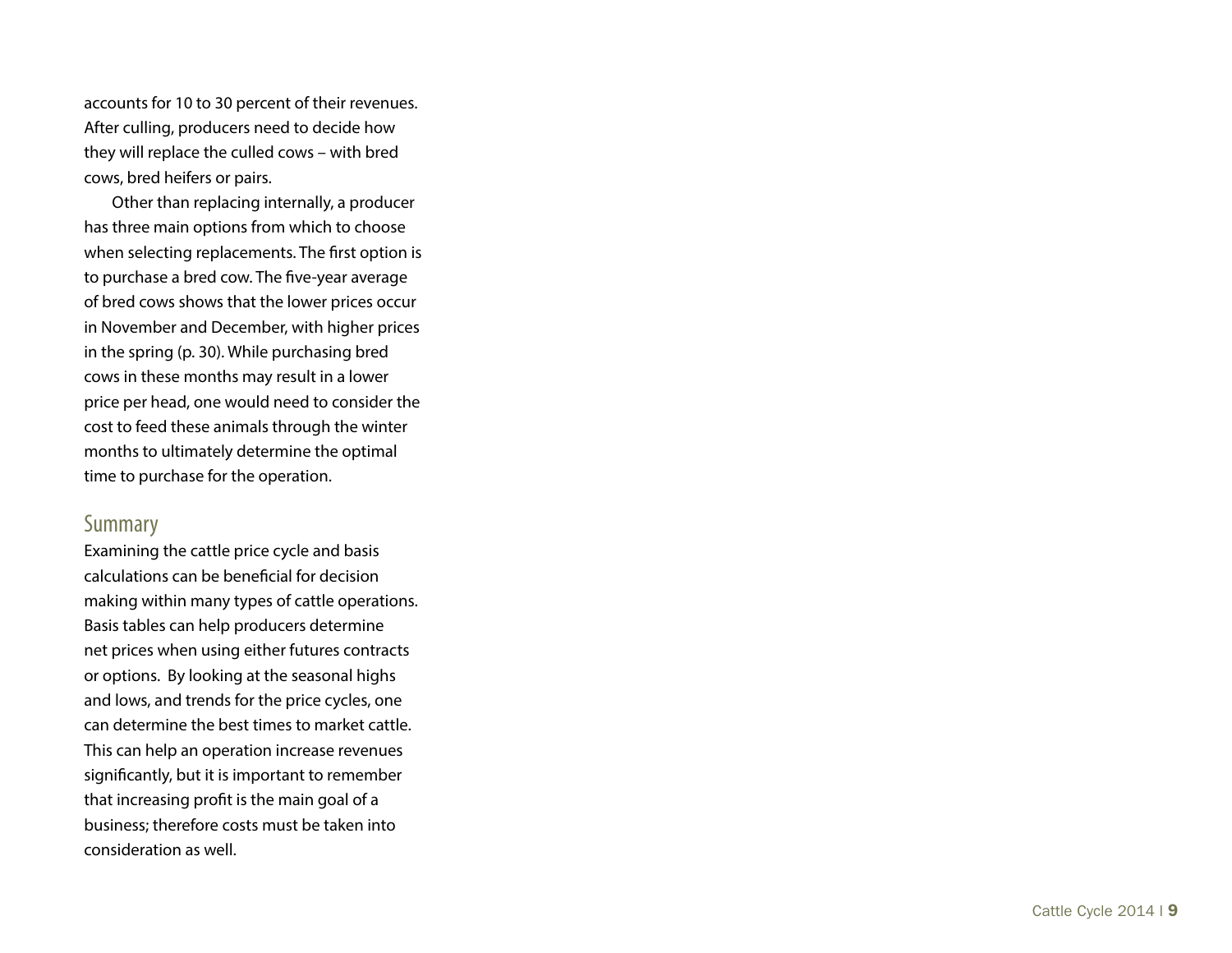accounts for 10 to 30 percent of their revenues. After culling, producers need to decide how they will replace the culled cows – with bred cows, bred heifers or pairs.

Other than replacing internally, a producer has three main options from which to choose when selecting replacements. The first option is to purchase a bred cow. The five-year average of bred cows shows that the lower prices occur in November and December, with higher prices in the spring (p. 30). While purchasing bred cows in these months may result in a lower price per head, one would need to consider the cost to feed these animals through the winter months to ultimately determine the optimal time to purchase for the operation.

## Summary

Examining the cattle price cycle and basis calculations can be beneficial for decision making within many types of cattle operations. Basis tables can help producers determine net prices when using either futures contracts or options. By looking at the seasonal highs and lows, and trends for the price cycles, one can determine the best times to market cattle. This can help an operation increase revenues significantly, but it is important to remember that increasing profit is the main goal of a business; therefore costs must be taken into consideration as well.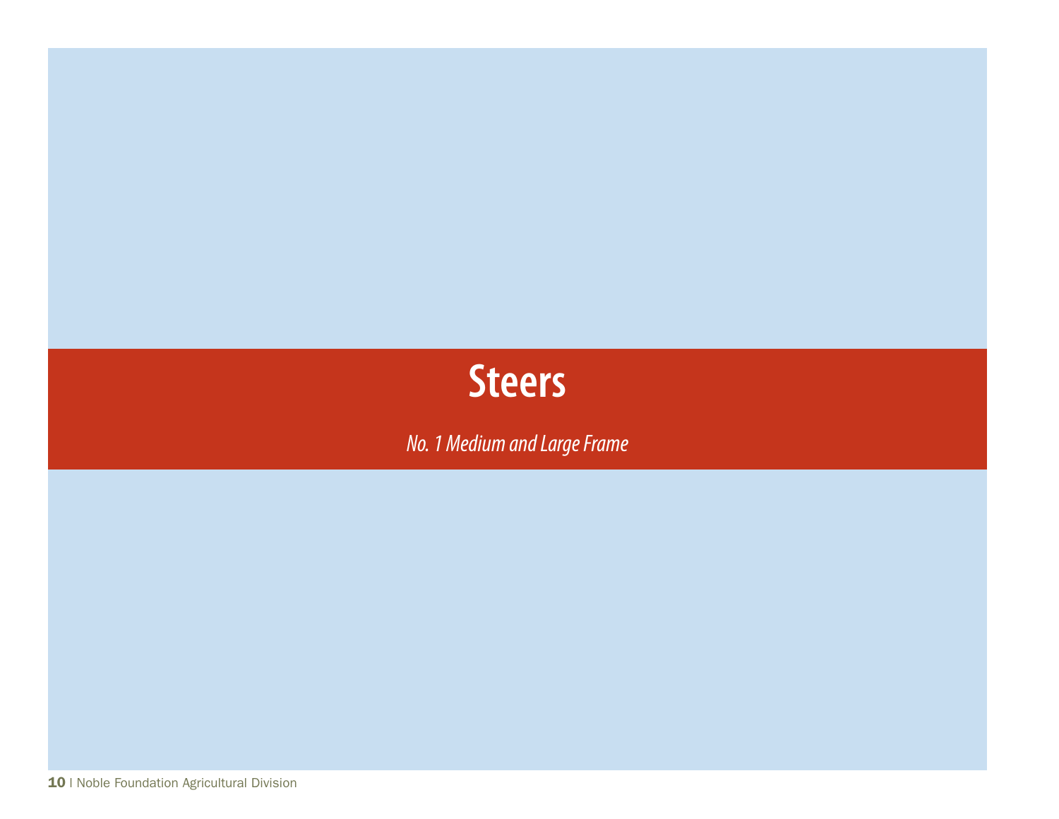# Steers

*No. 1 Medium and Large Frame*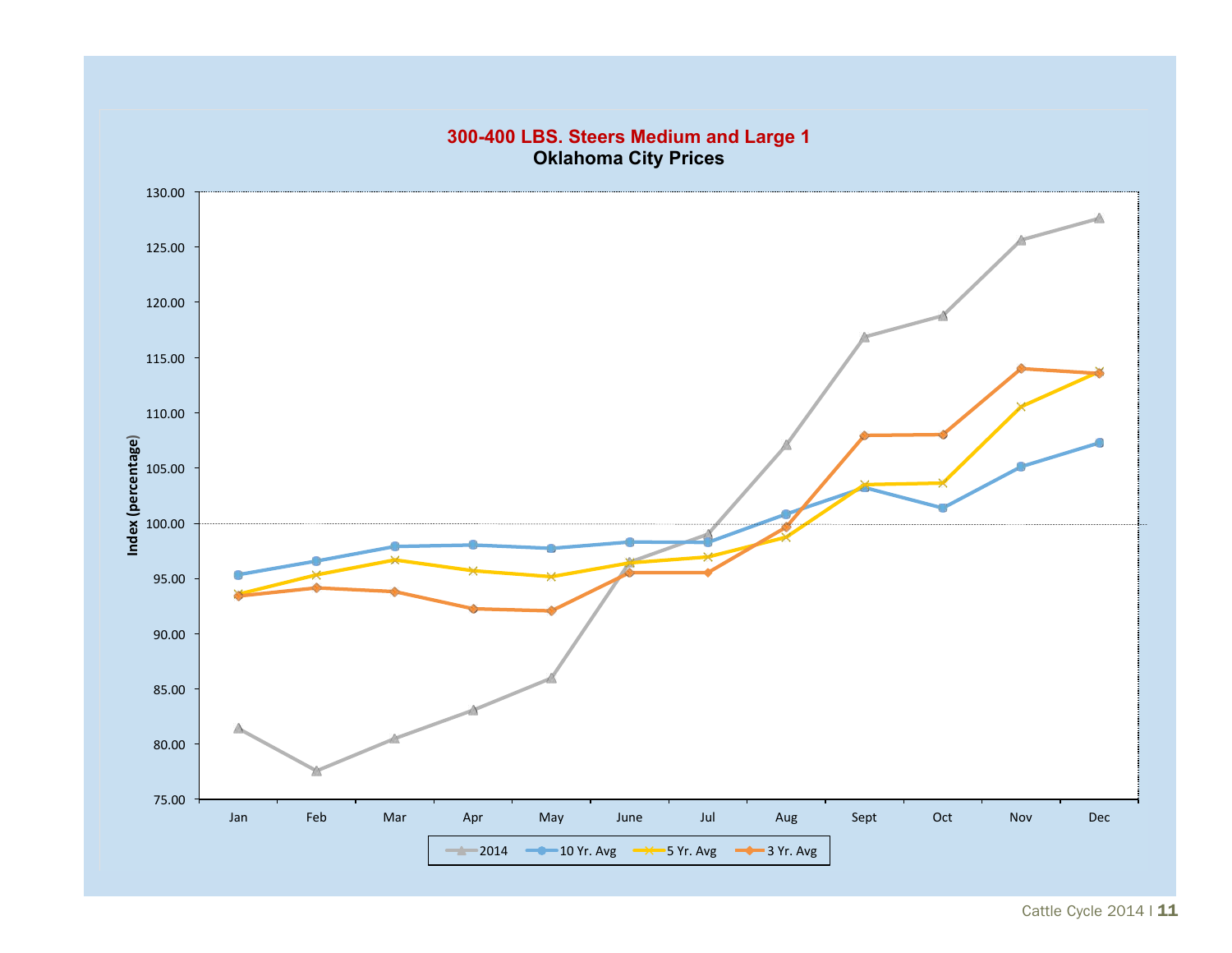## 300-400 LBS. Steers Medium and Large 1
### Oklahoma City Prices

Index (percentage)

| Month | 2014 | 10 Yr. Avg | 5 Yr. Avg | 3 Yr. Avg |
|---|---|---|---|---|
| Jan | | | | |
| Feb | | | | |
| Mar | | | | |
| Apr | | | | |
| May | | | | |
| June | | | | |
| Jul | | | | |
| Aug | | | | |
| Sept | | | | |
| Oct | | | | |
| Nov | | | | |
| Dec | | | | |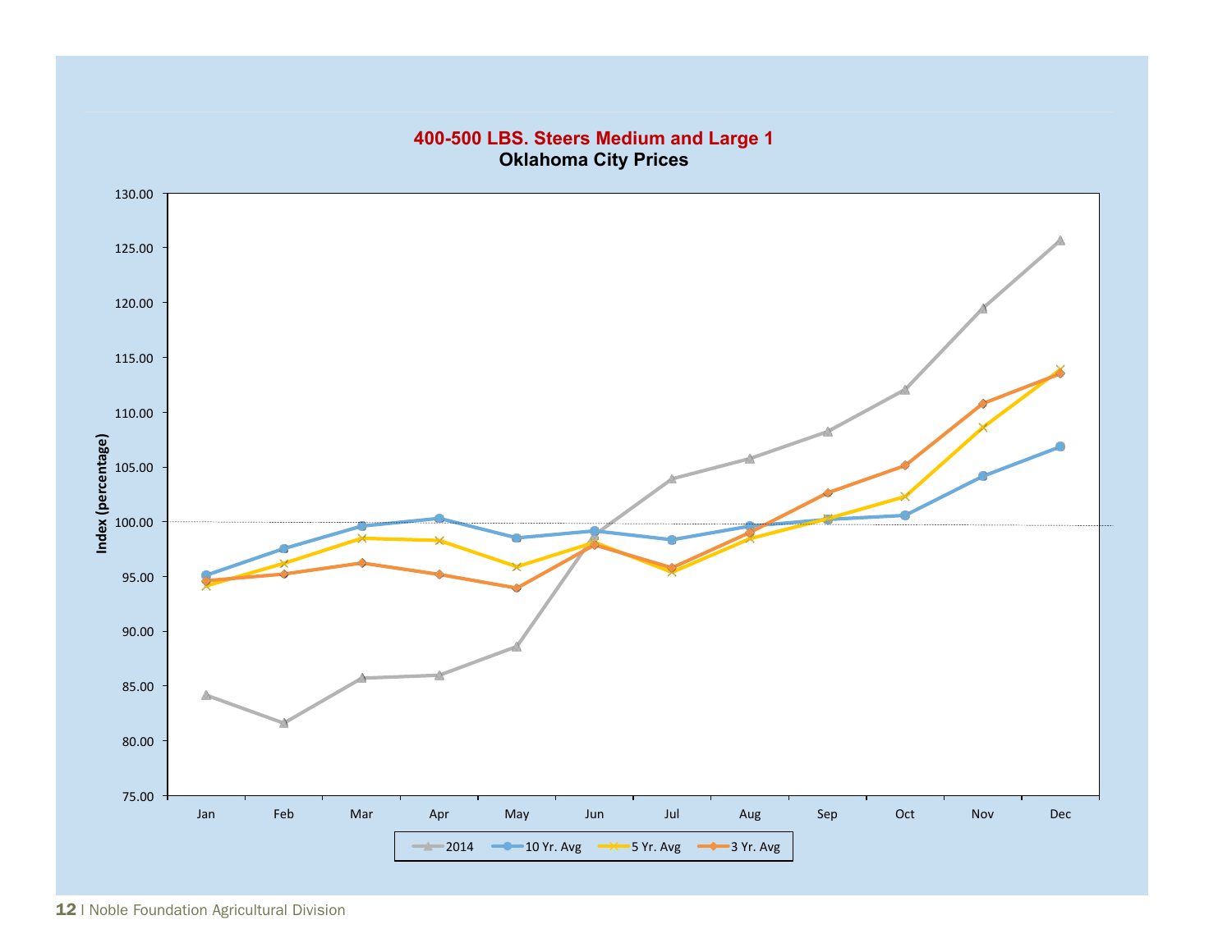**400-500 LBS. Steers Medium and Large 1**

**Oklahoma City Prices**

Index (percentage)

130.00
125.00
120.00
115.00
110.00
105.00
100.00
95.00
90.00
85.00
80.00
75.00

Jan Feb Mar Apr May Jun Jul Aug Sep Oct Nov Dec

2014 | 10 Yr. Avg | 5 Yr. Avg | 3 Yr. Avg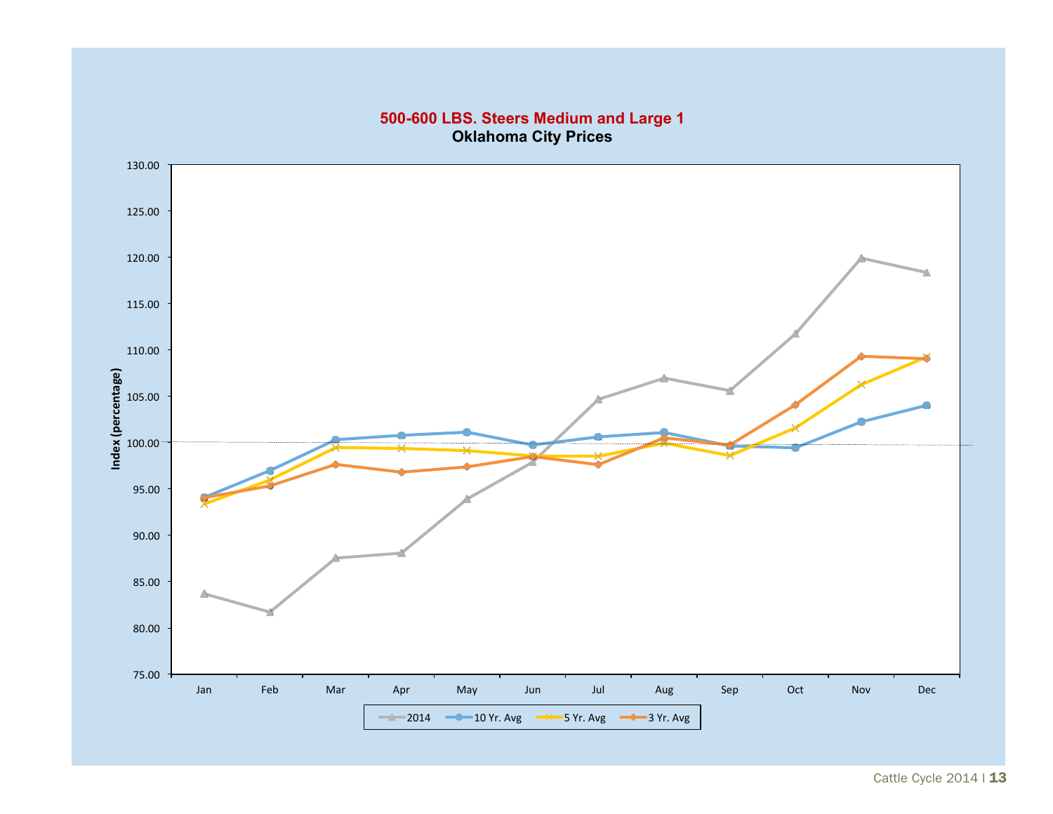**500-600 LBS. Steers Medium and Large 1**
**Oklahoma City Prices**

Index (percentage)

130.00
125.00
120.00
115.00
110.00
105.00
100.00
95.00
90.00
85.00
80.00
75.00

Jan Feb Mar Apr May Jun Jul Aug Sep Oct Nov Dec

2014 | 10 Yr. Avg | 5 Yr. Avg | 3 Yr. Avg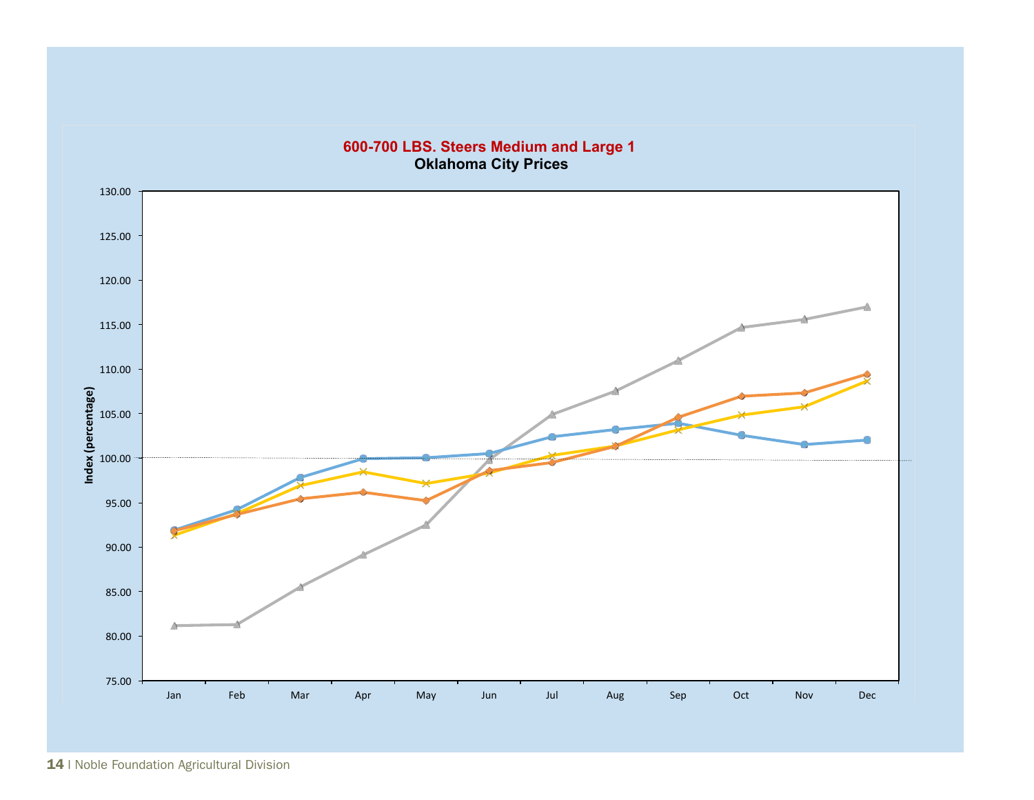**600-700 LBS. Steers Medium and Large 1**

**Oklahoma City Prices**

Index (percentage)

130.00, 125.00, 120.00, 115.00, 110.00, 105.00, 100.00, 95.00, 90.00, 85.00, 80.00, 75.00

Jan, Feb, Mar, Apr, May, Jun, Jul, Aug, Sep, Oct, Nov, Dec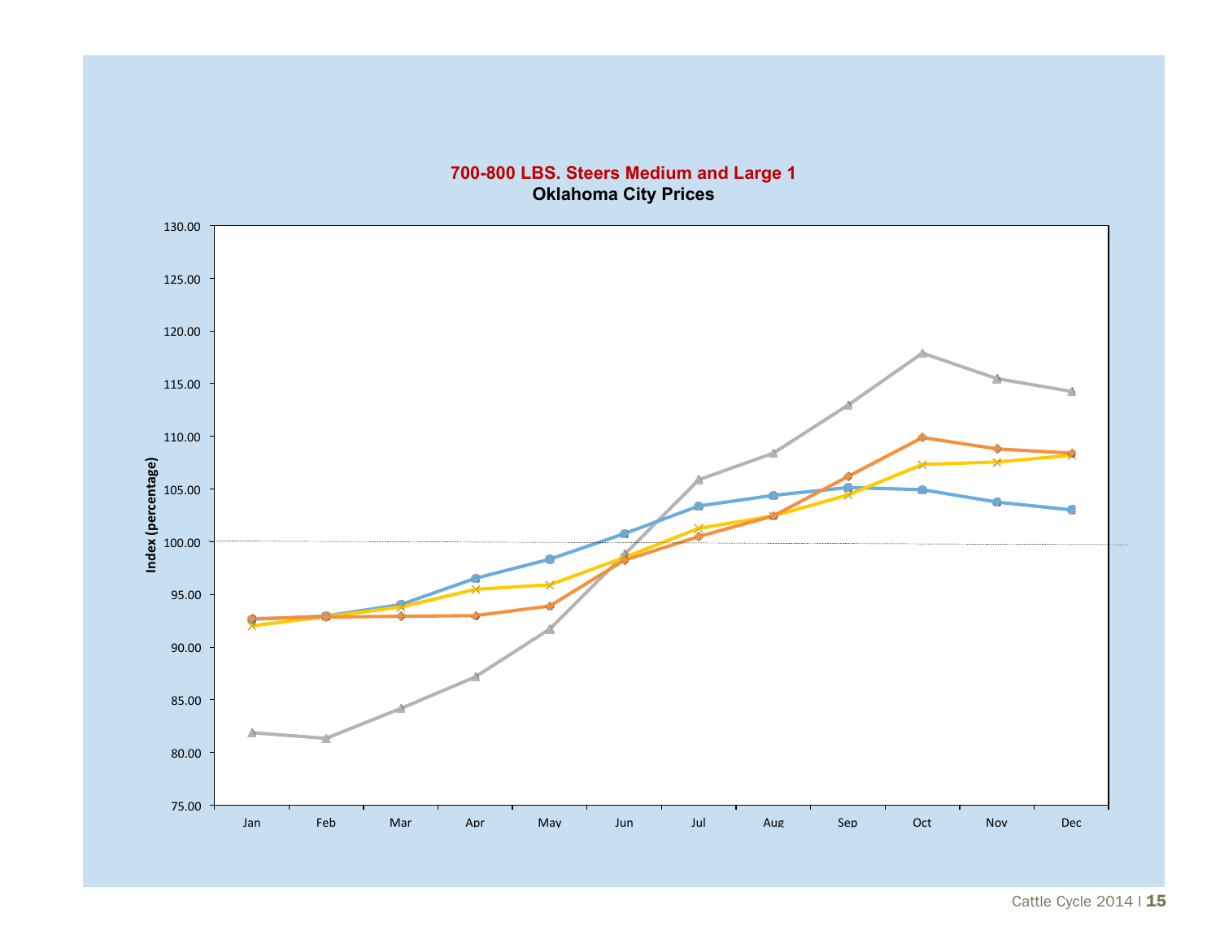**700-800 LBS. Steers Medium and Large 1**

**Oklahoma City Prices**

Index (percentage)

130.00
125.00
120.00
115.00
110.00
105.00
100.00
95.00
90.00
85.00
80.00
75.00

Jan Feb Mar Apr May Jun Jul Aug Sep Oct Nov Dec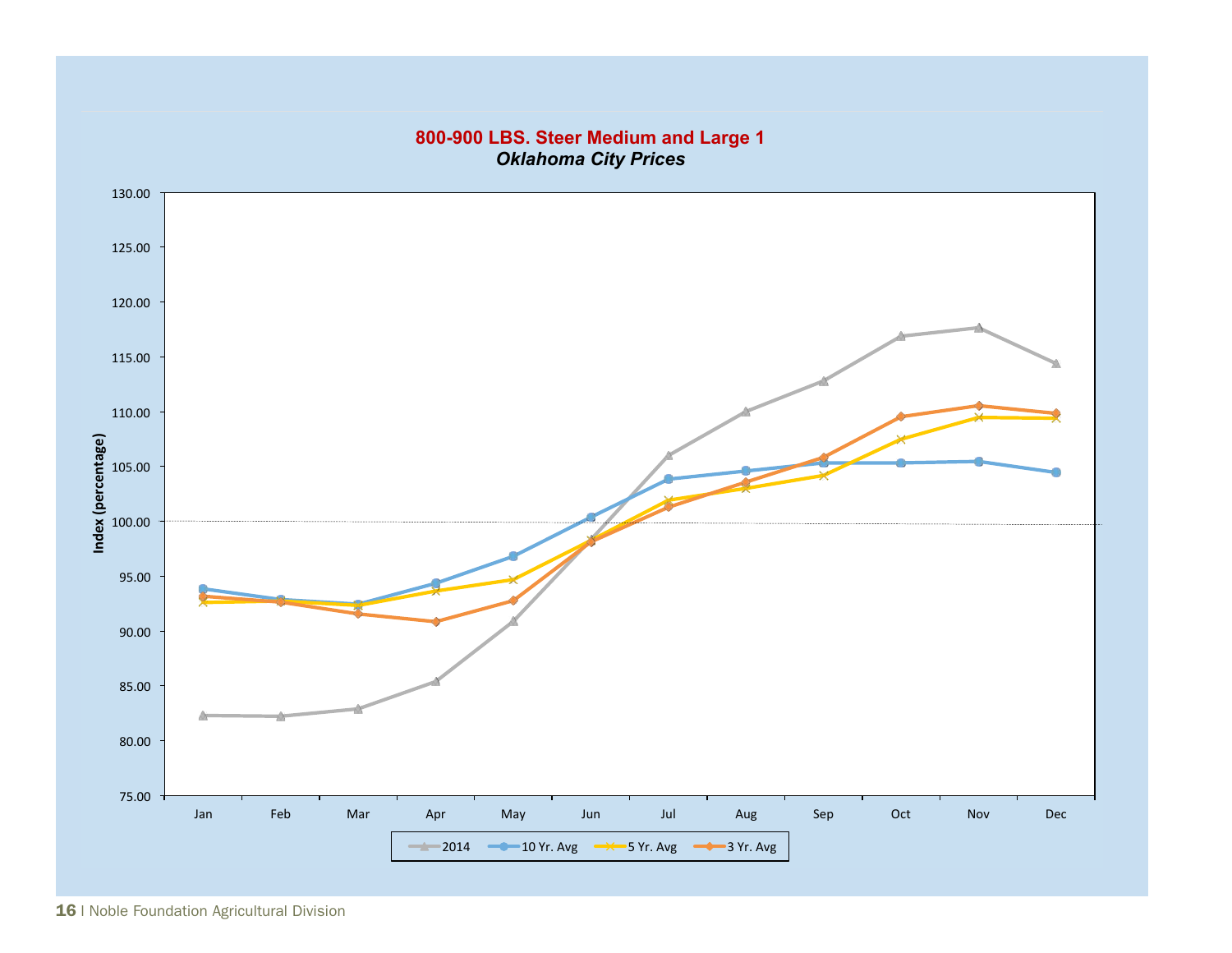**800-900 LBS. Steer Medium and Large 1**

***Oklahoma City Prices***

Index (percentage)

130.00
125.00
120.00
115.00
110.00
105.00
100.00
95.00
90.00
85.00
80.00
75.00

Jan Feb Mar Apr May Jun Jul Aug Sep Oct Nov Dec

2014 | 10 Yr. Avg | 5 Yr. Avg | 3 Yr. Avg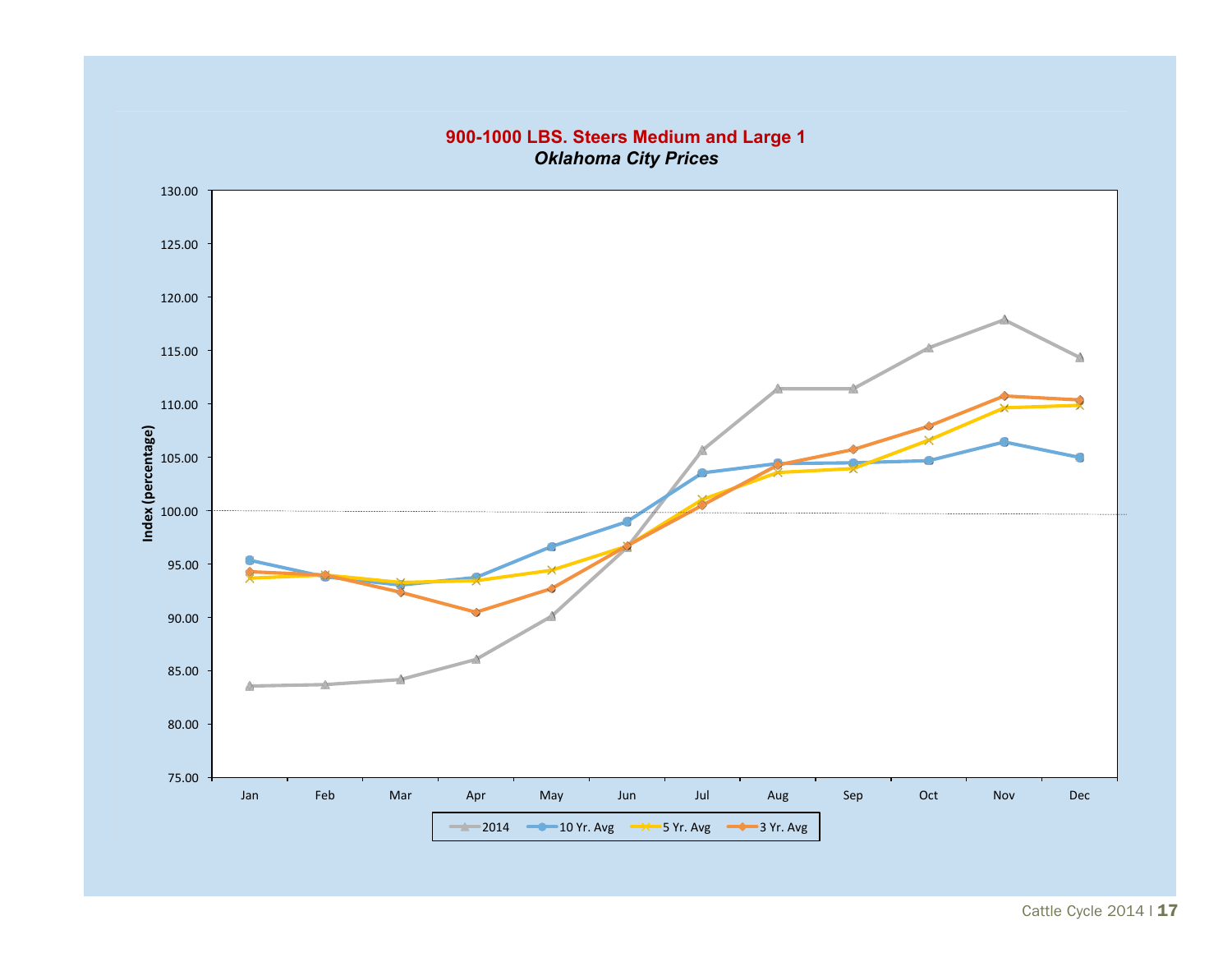900-1000 LBS. Steers Medium and Large 1

*Oklahoma City Prices*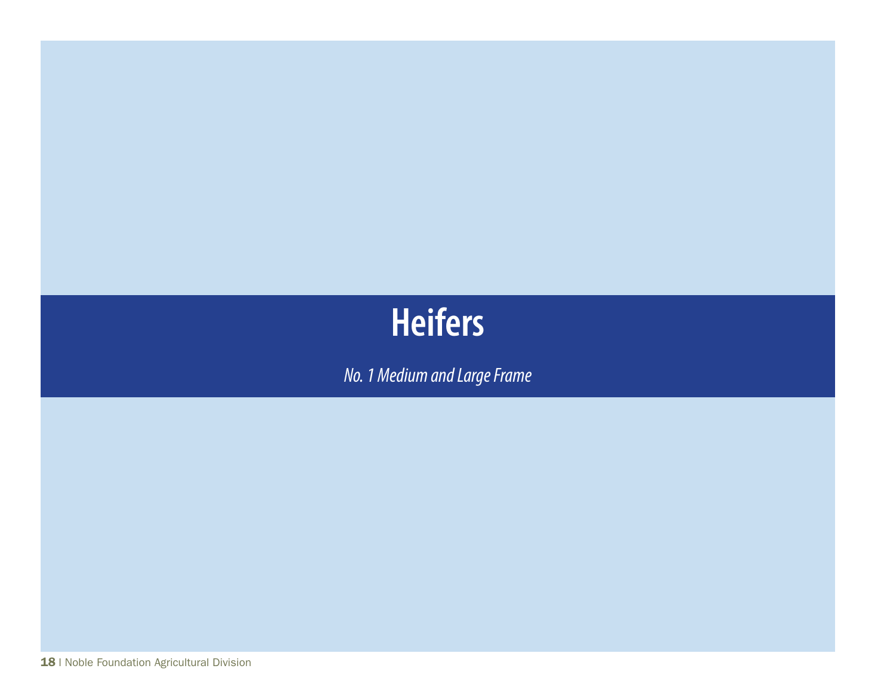# Heifers

*No. 1 Medium and Large Frame*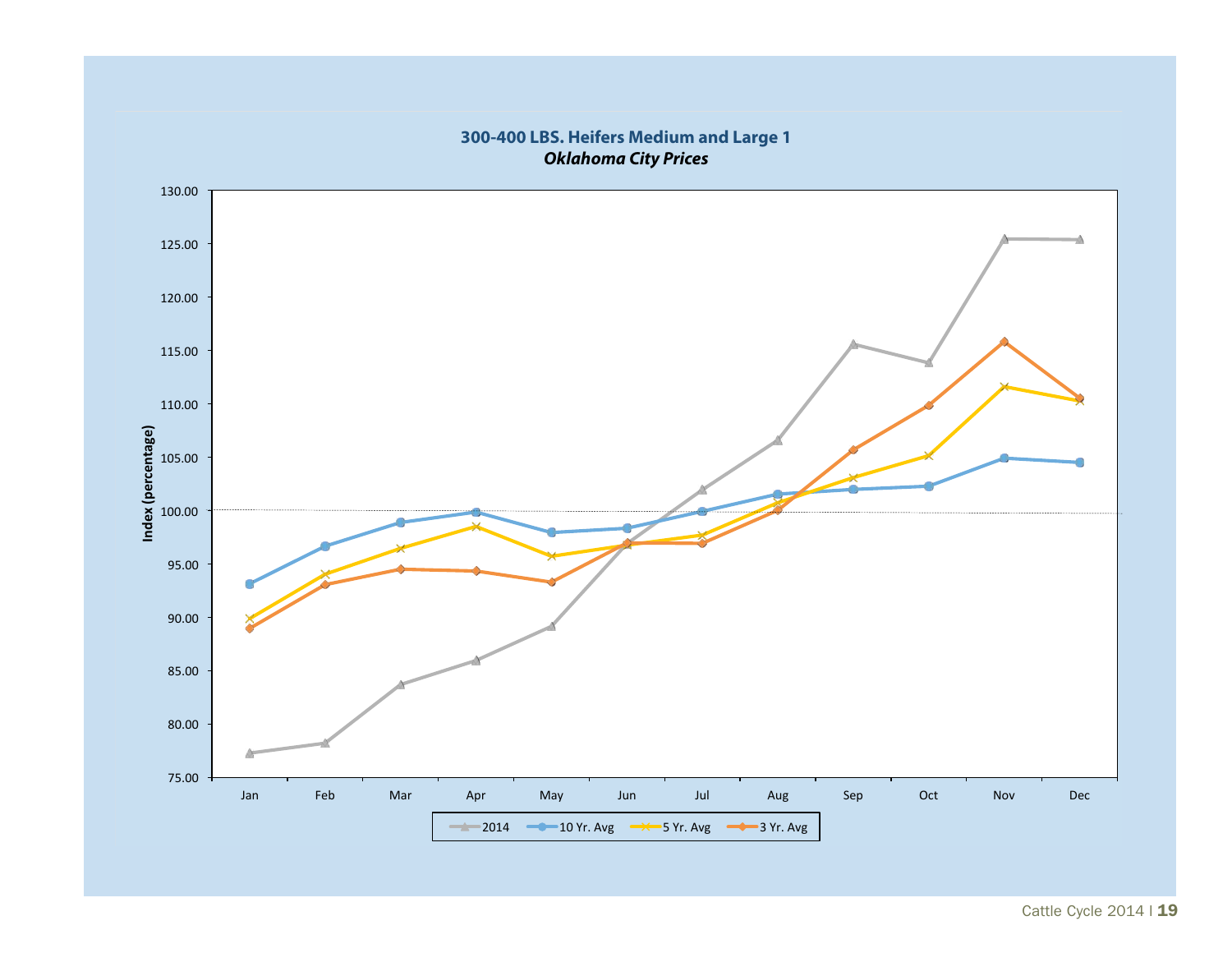**300-400 LBS. Heifers Medium and Large 1**

***Oklahoma City Prices***

Index (percentage)

130.00
125.00
120.00
115.00
110.00
105.00
100.00
95.00
90.00
85.00
80.00
75.00

Jan Feb Mar Apr May Jun Jul Aug Sep Oct Nov Dec

2014 | 10 Yr. Avg | 5 Yr. Avg | 3 Yr. Avg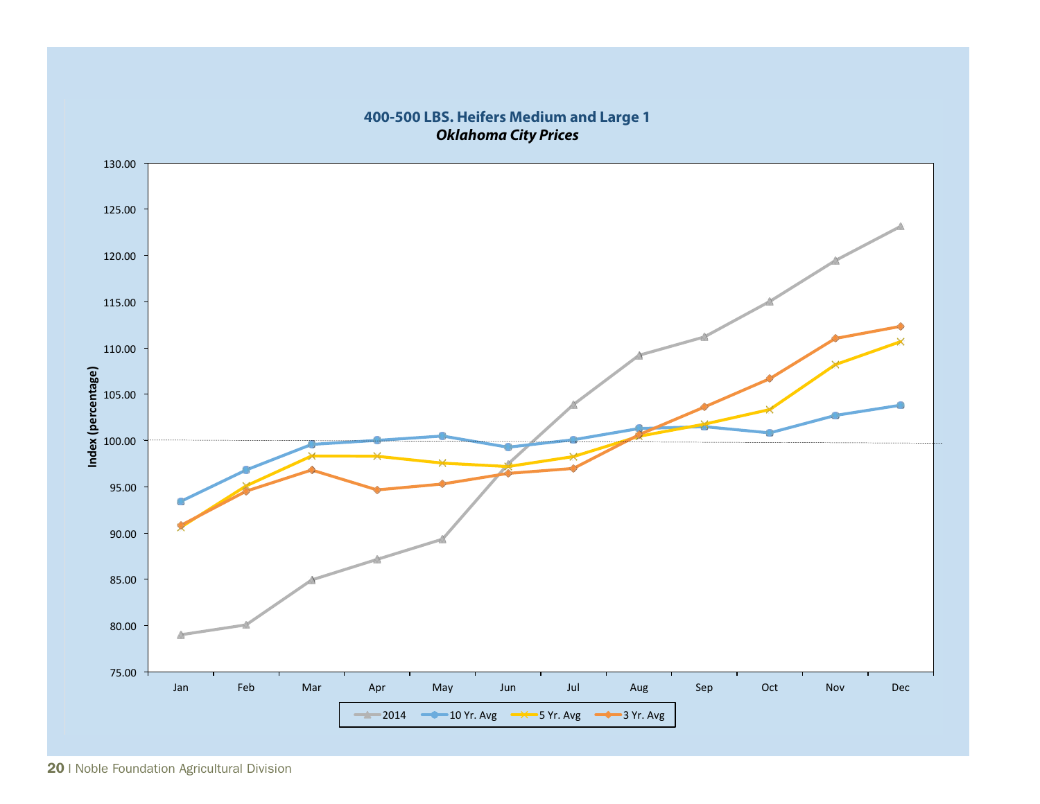## 400-500 LBS. Heifers Medium and Large 1

***Oklahoma City Prices***

Index (percentage)

130.00
125.00
120.00
115.00
110.00
105.00
100.00
95.00
90.00
85.00
80.00
75.00

Jan Feb Mar Apr May Jun Jul Aug Sep Oct Nov Dec

2014 | 10 Yr. Avg | 5 Yr. Avg | 3 Yr. Avg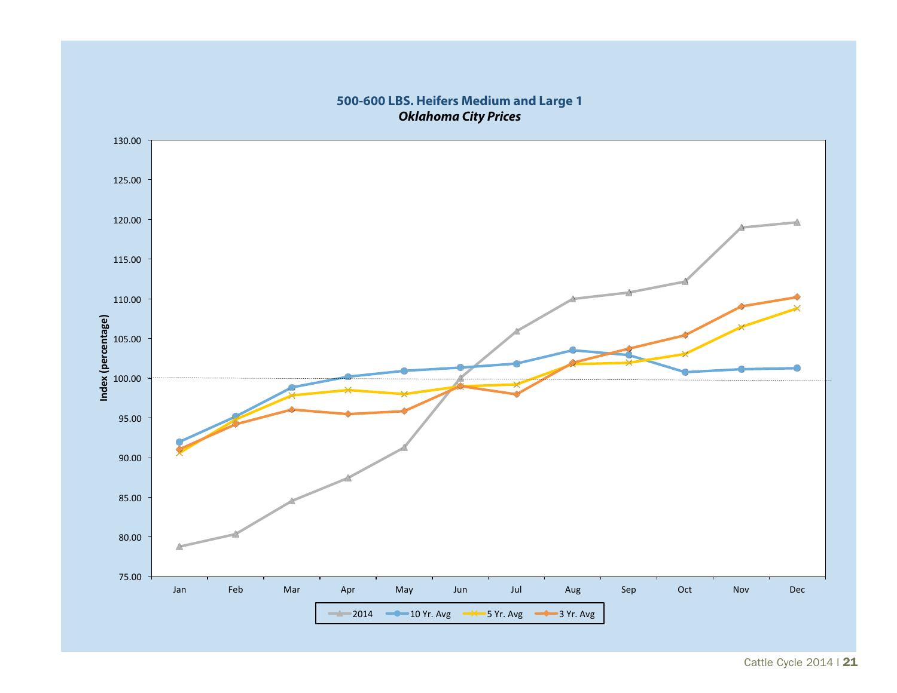**500-600 LBS. Heifers Medium and Large 1**

***Oklahoma City Prices***

Index (percentage)

130.00
125.00
120.00
115.00
110.00
105.00
100.00
95.00
90.00
85.00
80.00
75.00

Jan Feb Mar Apr May Jun Jul Aug Sep Oct Nov Dec

2014 | 10 Yr. Avg | 5 Yr. Avg | 3 Yr. Avg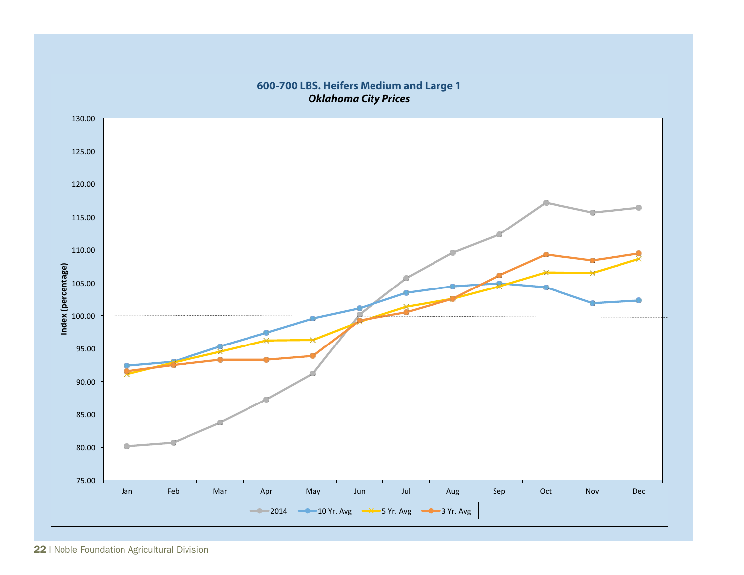**600-700 LBS. Heifers Medium and Large 1**
***Oklahoma City Prices***

Index (percentage)

130.00
125.00
120.00
115.00
110.00
105.00
100.00
95.00
90.00
85.00
80.00
75.00

Jan Feb Mar Apr May Jun Jul Aug Sep Oct Nov Dec

2014 — 10 Yr. Avg — 5 Yr. Avg — 3 Yr. Avg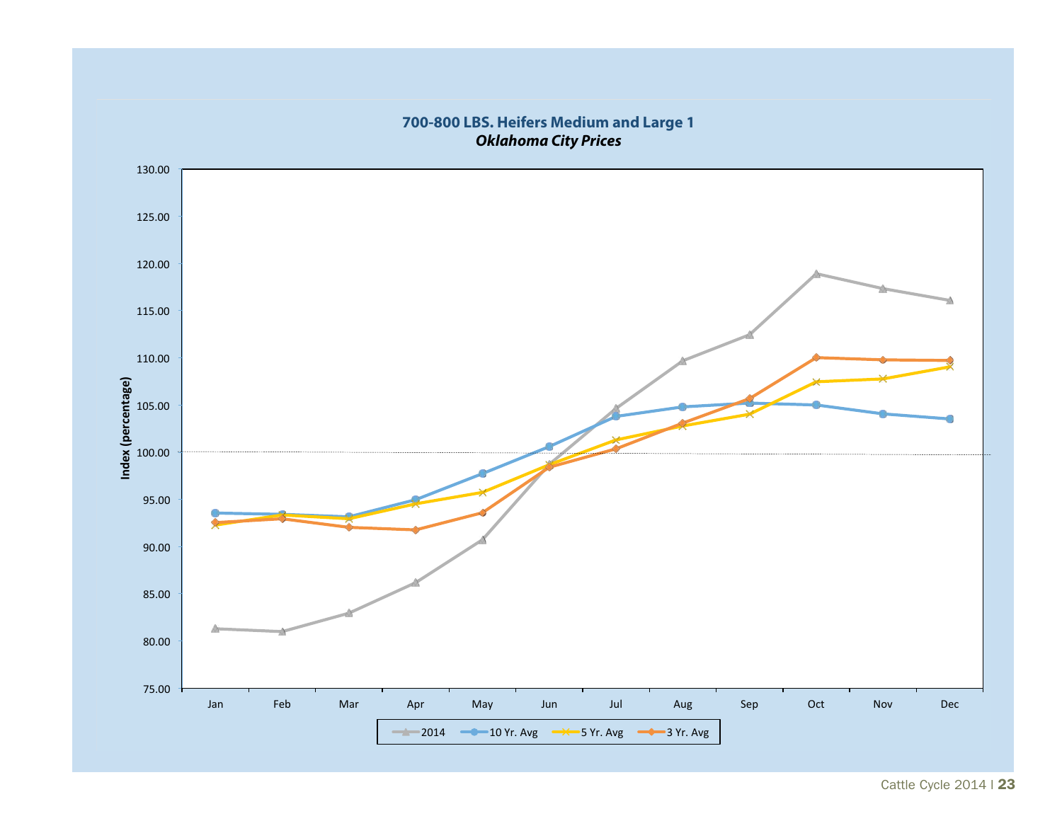**700-800 LBS. Heifers Medium and Large 1**

***Oklahoma City Prices***

Index (percentage)

130.00
125.00
120.00
115.00
110.00
105.00
100.00
95.00
90.00
85.00
80.00
75.00

Jan Feb Mar Apr May Jun Jul Aug Sep Oct Nov Dec

2014 | 10 Yr. Avg | 5 Yr. Avg | 3 Yr. Avg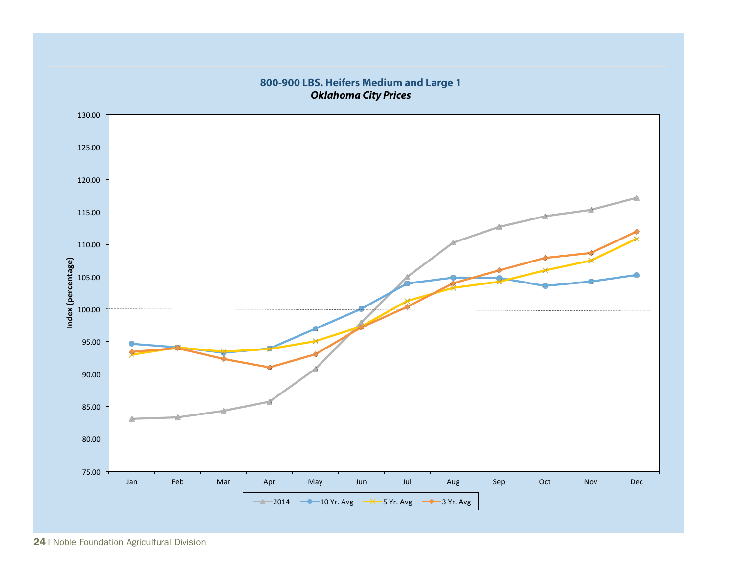**800-900 LBS. Heifers Medium and Large 1**

***Oklahoma City Prices***

Index (percentage)

130.00
125.00
120.00
115.00
110.00
105.00
100.00
95.00
90.00
85.00
80.00
75.00

Jan Feb Mar Apr May Jun Jul Aug Sep Oct Nov Dec

2014 | 10 Yr. Avg | 5 Yr. Avg | 3 Yr. Avg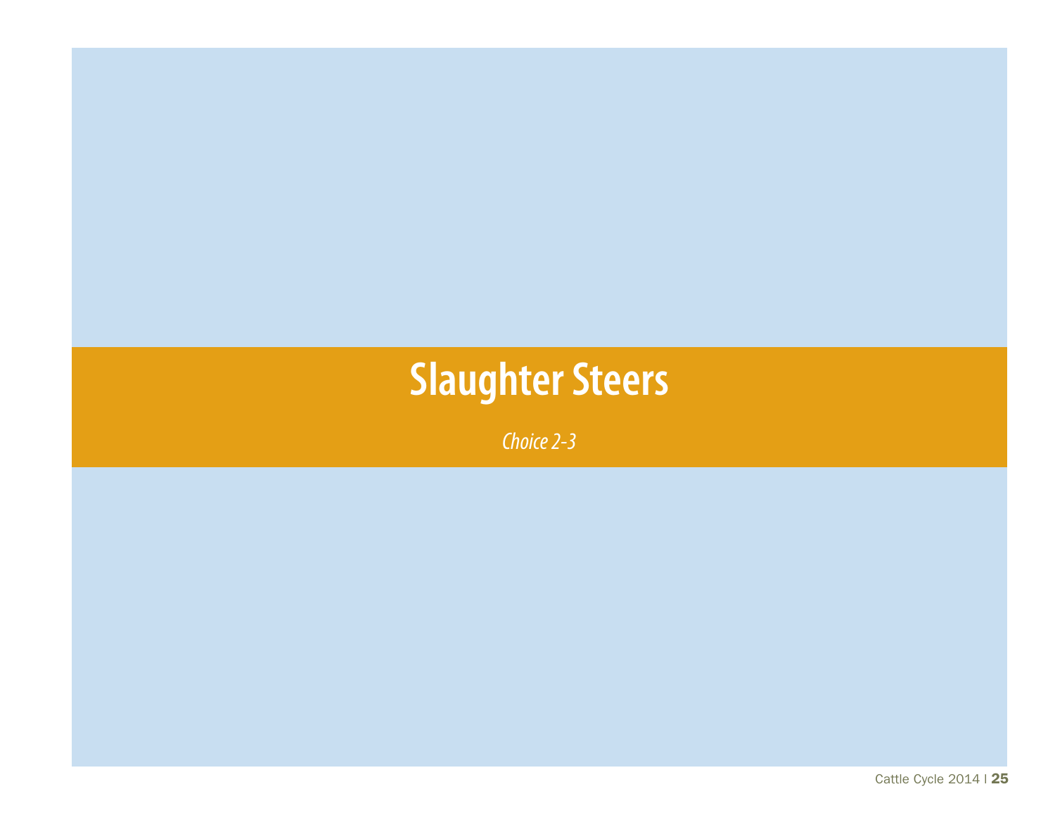# Slaughter Steers

*Choice 2-3*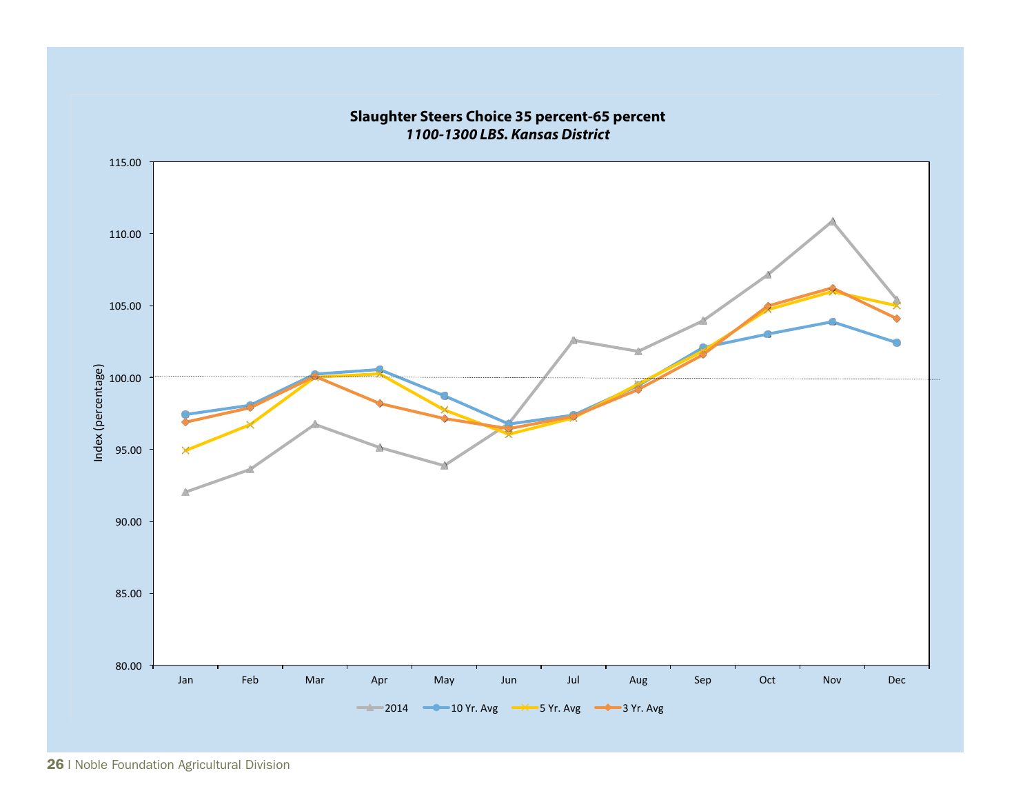**Slaughter Steers Choice 35 percent-65 percent**

***1100-1300 LBS. Kansas District***

Index (percentage)

115.00
110.00
105.00
100.00
95.00
90.00
85.00
80.00

Jan Feb Mar Apr May Jun Jul Aug Sep Oct Nov Dec

2014 | 10 Yr. Avg | 5 Yr. Avg | 3 Yr. Avg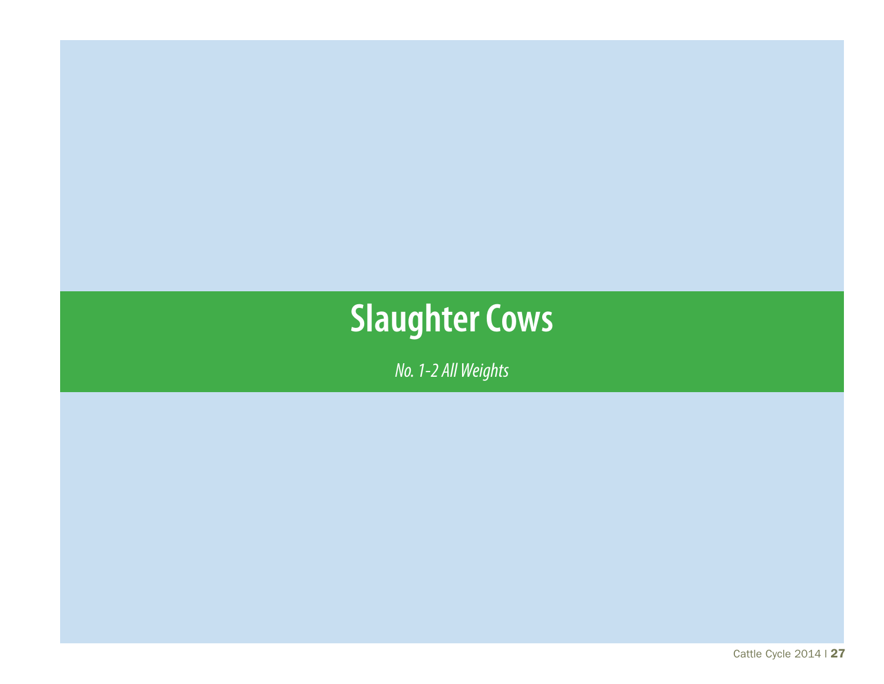# Slaughter Cows

*No. 1-2 All Weights*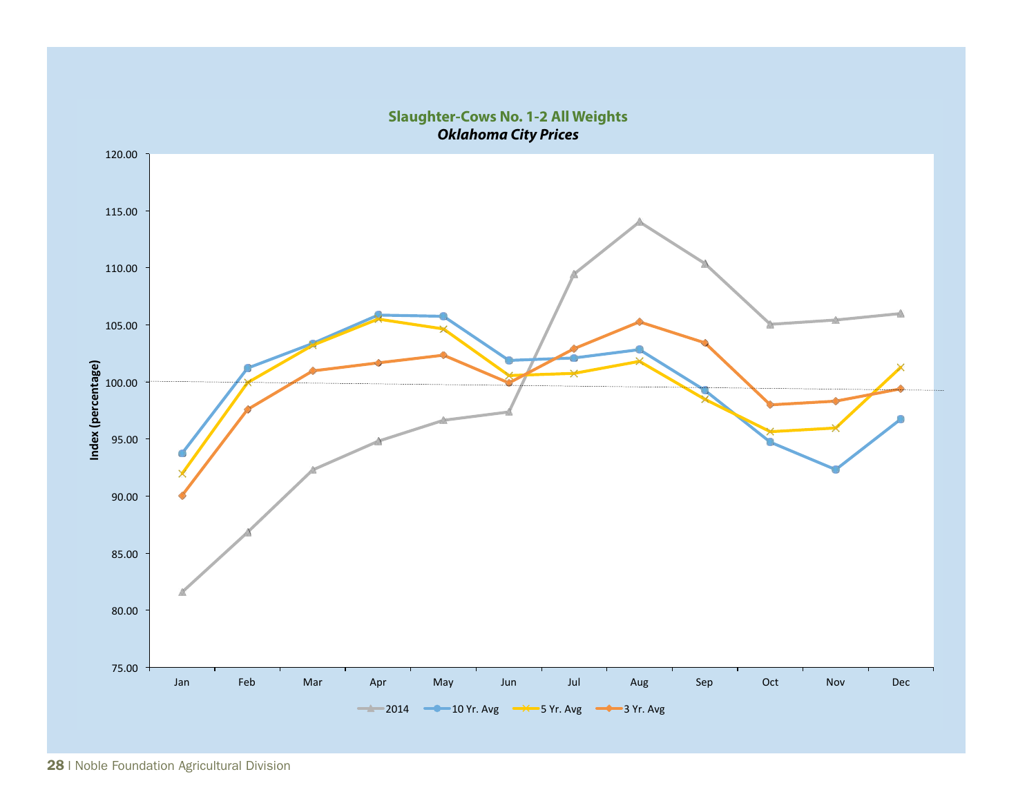## Slaughter-Cows No. 1-2 All Weights

***Oklahoma City Prices***

Index (percentage)

120.00
115.00
110.00
105.00
100.00
95.00
90.00
85.00
80.00
75.00

Jan Feb Mar Apr May Jun Jul Aug Sep Oct Nov Dec

2014 | 10 Yr. Avg | 5 Yr. Avg | 3 Yr. Avg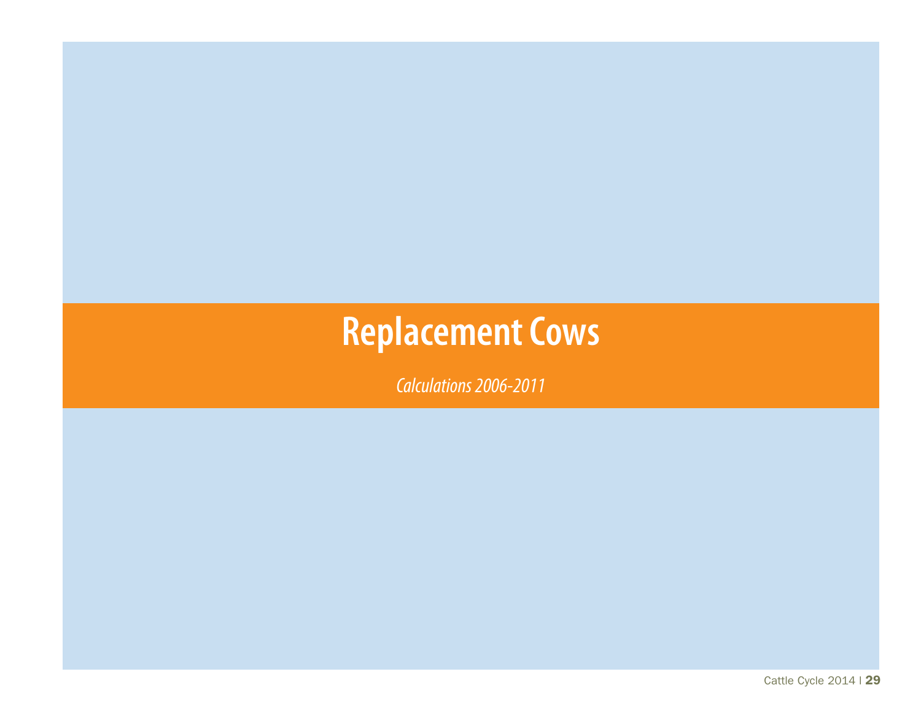# Replacement Cows

*Calculations 2006-2011*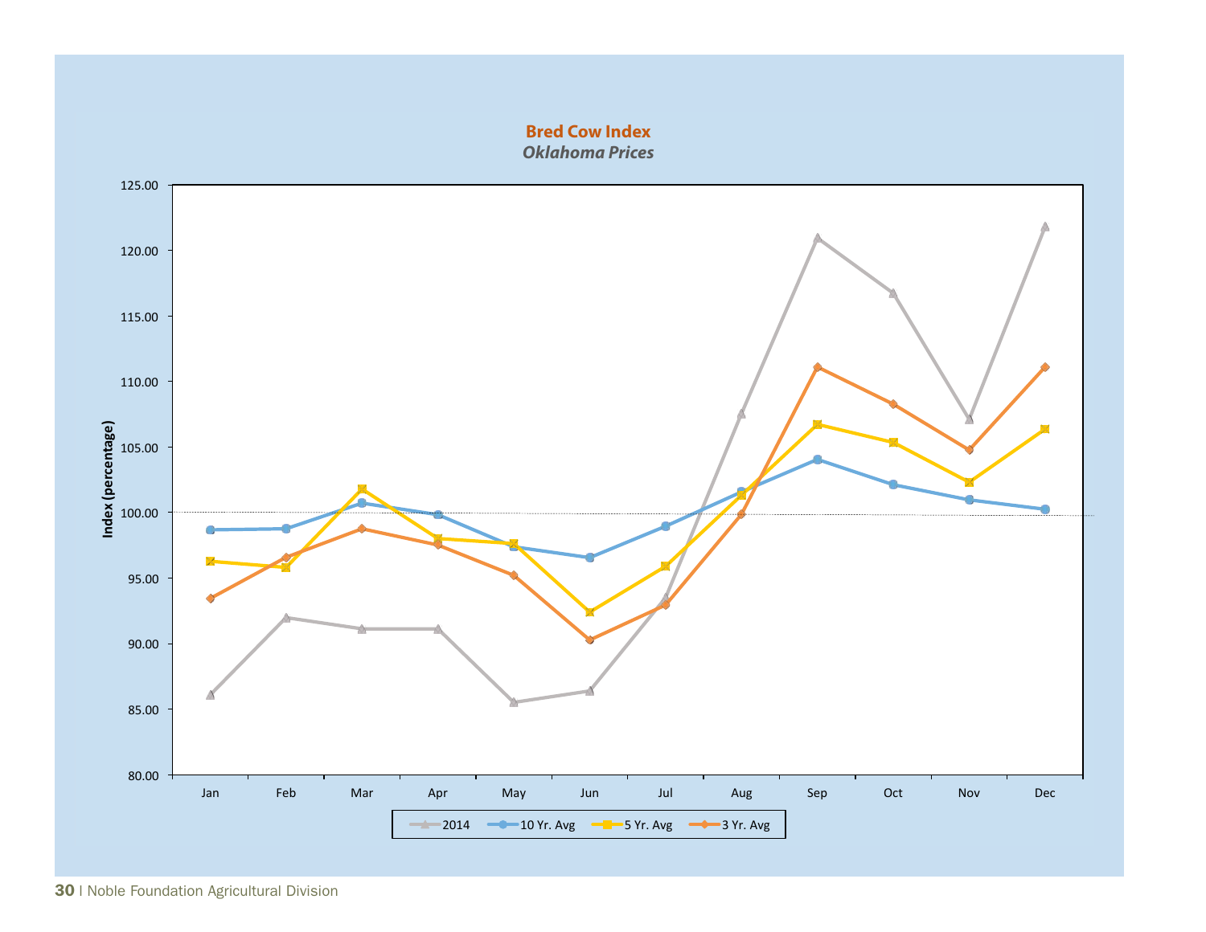## Bred Cow Index

*Oklahoma Prices*

Index (percentage)

125.00
120.00
115.00
110.00
105.00
100.00
95.00
90.00
85.00
80.00

Jan Feb Mar Apr May Jun Jul Aug Sep Oct Nov Dec

2014 | 10 Yr. Avg | 5 Yr. Avg | 3 Yr. Avg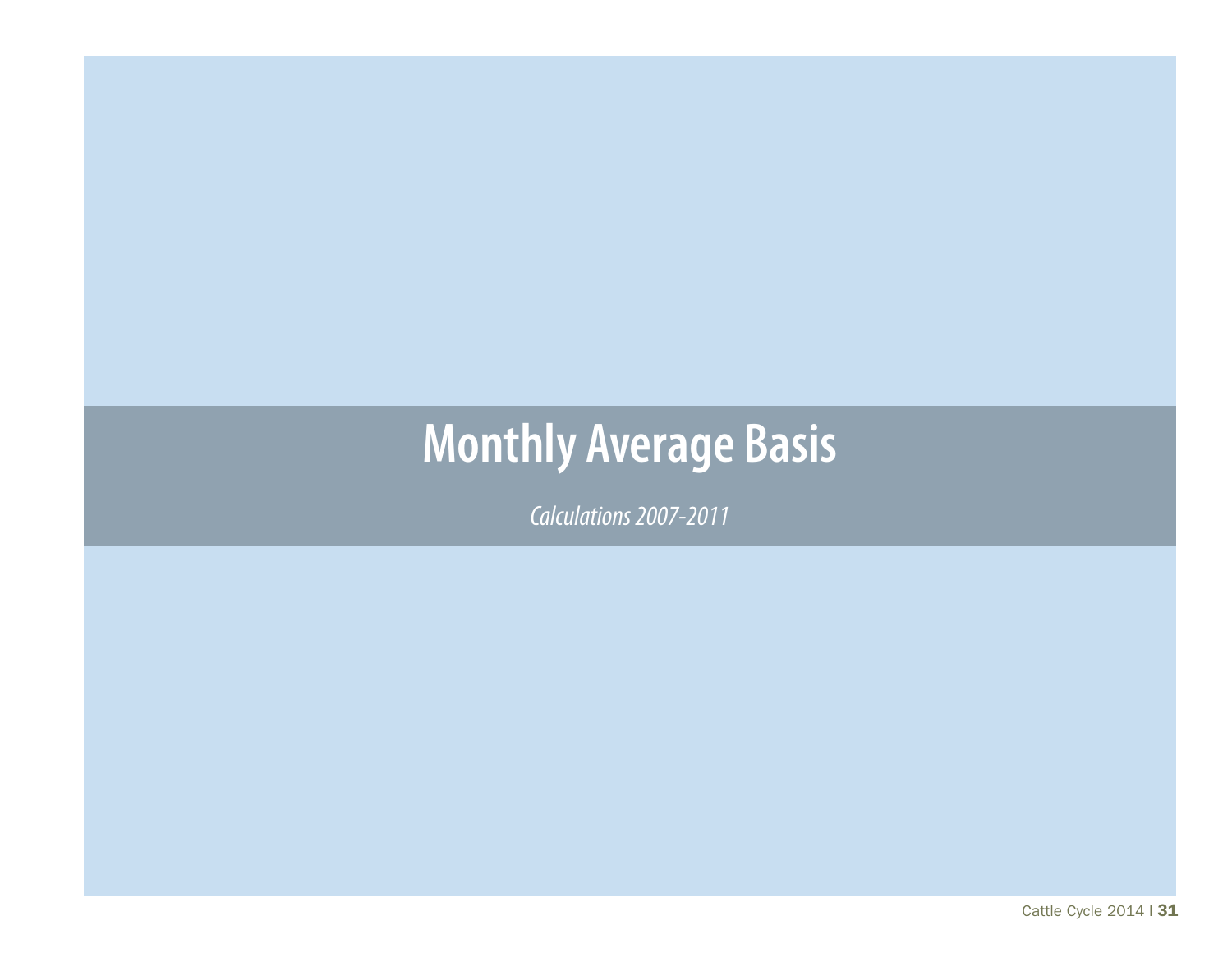# Monthly Average Basis

*Calculations 2007-2011*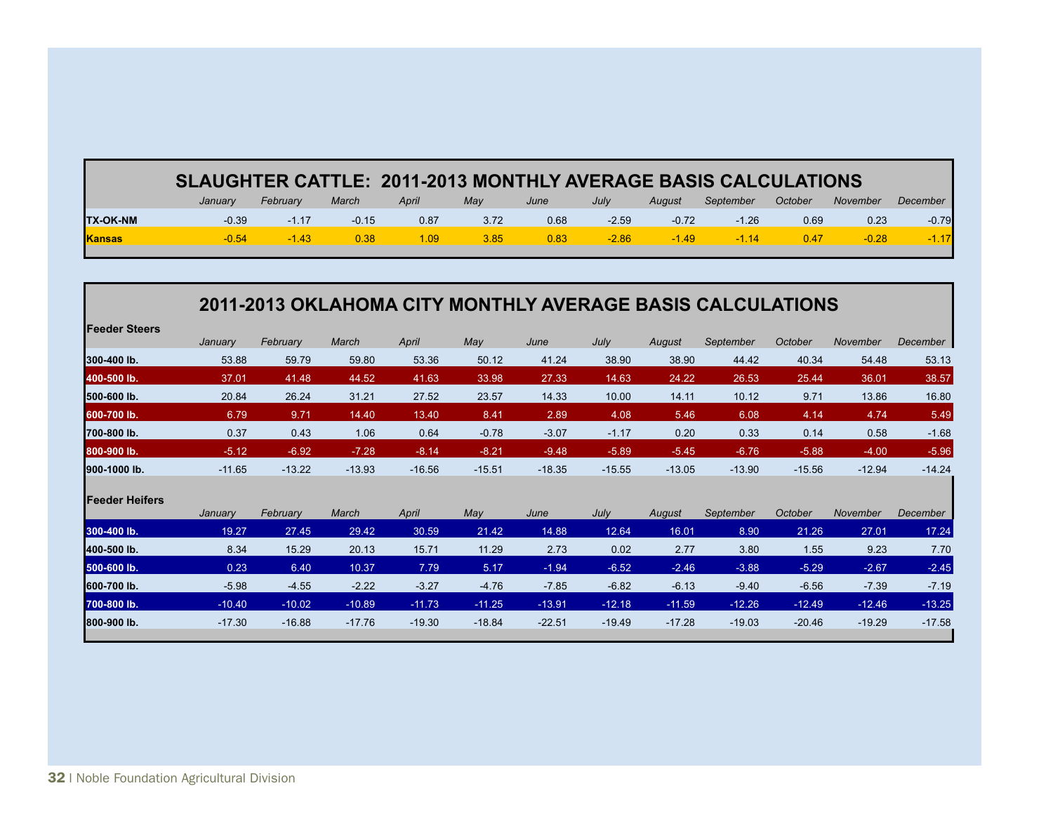## SLAUGHTER CATTLE: 2011-2013 MONTHLY AVERAGE BASIS CALCULATIONS

| | January | February | March | April | May | June | July | August | September | October | November | December |
|---|---|---|---|---|---|---|---|---|---|---|---|---|
| **TX-OK-NM** | -0.39 | -1.17 | -0.15 | 0.87 | 3.72 | 0.68 | -2.59 | -0.72 | -1.26 | 0.69 | 0.23 | -0.79 |
| **Kansas** | -0.54 | -1.43 | 0.38 | 1.09 | 3.85 | 0.83 | -2.86 | -1.49 | -1.14 | 0.47 | -0.28 | -1.17 |

## 2011-2013 OKLAHOMA CITY MONTHLY AVERAGE BASIS CALCULATIONS

| **Feeder Steers** | January | February | March | April | May | June | July | August | September | October | November | December |
|---|---|---|---|---|---|---|---|---|---|---|---|---|
| **300-400 lb.** | 53.88 | 59.79 | 59.80 | 53.36 | 50.12 | 41.24 | 38.90 | 38.90 | 44.42 | 40.34 | 54.48 | 53.13 |
| **400-500 lb.** | 37.01 | 41.48 | 44.52 | 41.63 | 33.98 | 27.33 | 14.63 | 24.22 | 26.53 | 25.44 | 36.01 | 38.57 |
| **500-600 lb.** | 20.84 | 26.24 | 31.21 | 27.52 | 23.57 | 14.33 | 10.00 | 14.11 | 10.12 | 9.71 | 13.86 | 16.80 |
| **600-700 lb.** | 6.79 | 9.71 | 14.40 | 13.40 | 8.41 | 2.89 | 4.08 | 5.46 | 6.08 | 4.14 | 4.74 | 5.49 |
| **700-800 lb.** | 0.37 | 0.43 | 1.06 | 0.64 | -0.78 | -3.07 | -1.17 | 0.20 | 0.33 | 0.14 | 0.58 | -1.68 |
| **800-900 lb.** | -5.12 | -6.92 | -7.28 | -8.14 | -8.21 | -9.48 | -5.89 | -5.45 | -6.76 | -5.88 | -4.00 | -5.96 |
| **900-1000 lb.** | -11.65 | -13.22 | -13.93 | -16.56 | -15.51 | -18.35 | -15.55 | -13.05 | -13.90 | -15.56 | -12.94 | -14.24 |

| **Feeder Heifers** | January | February | March | April | May | June | July | August | September | October | November | December |
|---|---|---|---|---|---|---|---|---|---|---|---|---|
| **300-400 lb.** | 19.27 | 27.45 | 29.42 | 30.59 | 21.42 | 14.88 | 12.64 | 16.01 | 8.90 | 21.26 | 27.01 | 17.24 |
| **400-500 lb.** | 8.34 | 15.29 | 20.13 | 15.71 | 11.29 | 2.73 | 0.02 | 2.77 | 3.80 | 1.55 | 9.23 | 7.70 |
| **500-600 lb.** | 0.23 | 6.40 | 10.37 | 7.79 | 5.17 | -1.94 | -6.52 | -2.46 | -3.88 | -5.29 | -2.67 | -2.45 |
| **600-700 lb.** | -5.98 | -4.55 | -2.22 | -3.27 | -4.76 | -7.85 | -6.82 | -6.13 | -9.40 | -6.56 | -7.39 | -7.19 |
| **700-800 lb.** | -10.40 | -10.02 | -10.89 | -11.73 | -11.25 | -13.91 | -12.18 | -11.59 | -12.26 | -12.49 | -12.46 | -13.25 |
| **800-900 lb.** | -17.30 | -16.88 | -17.76 | -19.30 | -18.84 | -22.51 | -19.49 | -17.28 | -19.03 | -20.46 | -19.29 | -17.58 |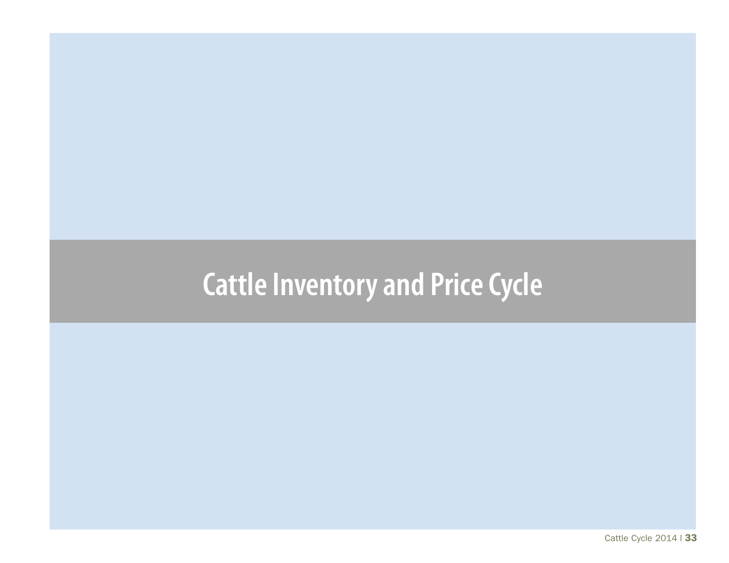# Cattle Inventory and Price Cycle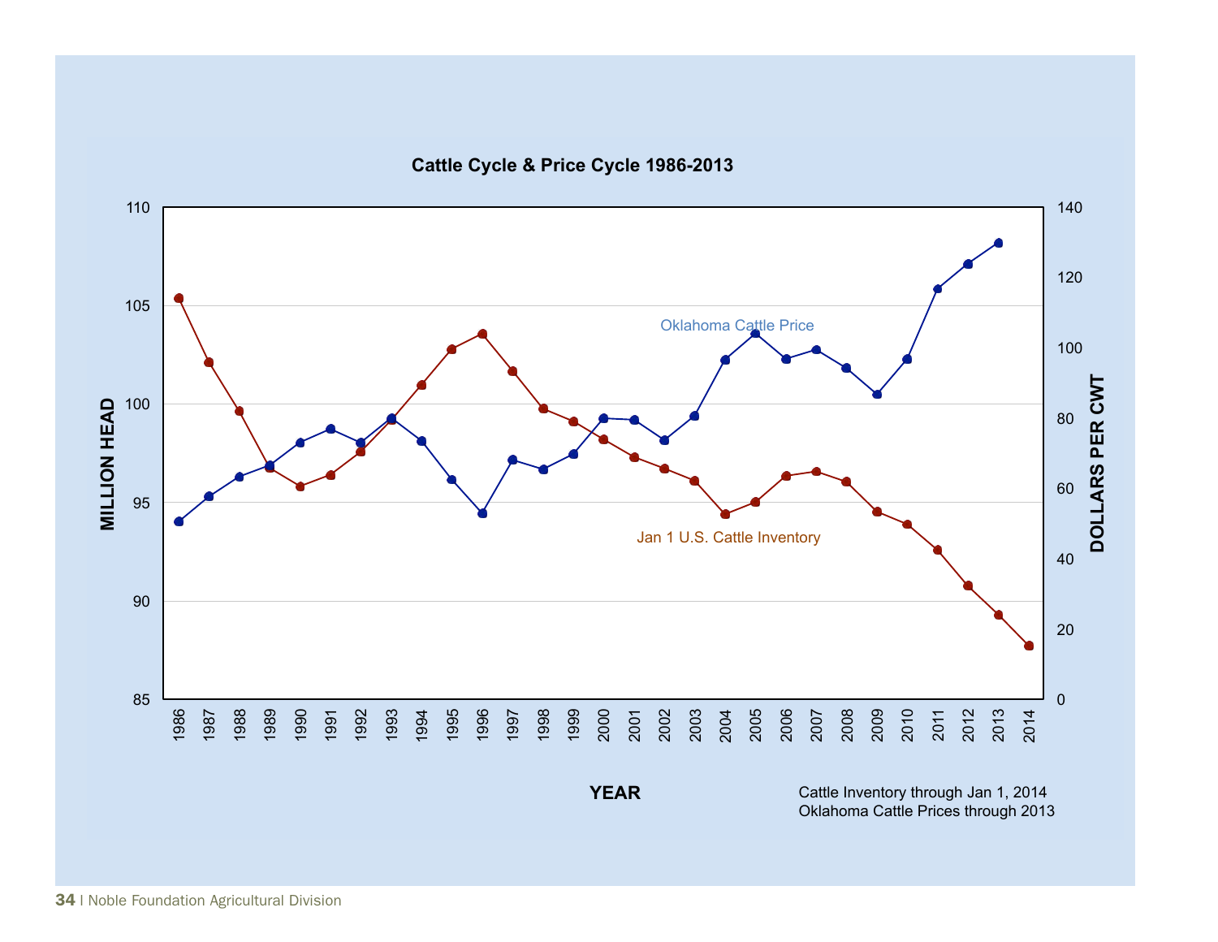**Cattle Cycle & Price Cycle 1986-2013**

Cattle Inventory through Jan 1, 2014
Oklahoma Cattle Prices through 2013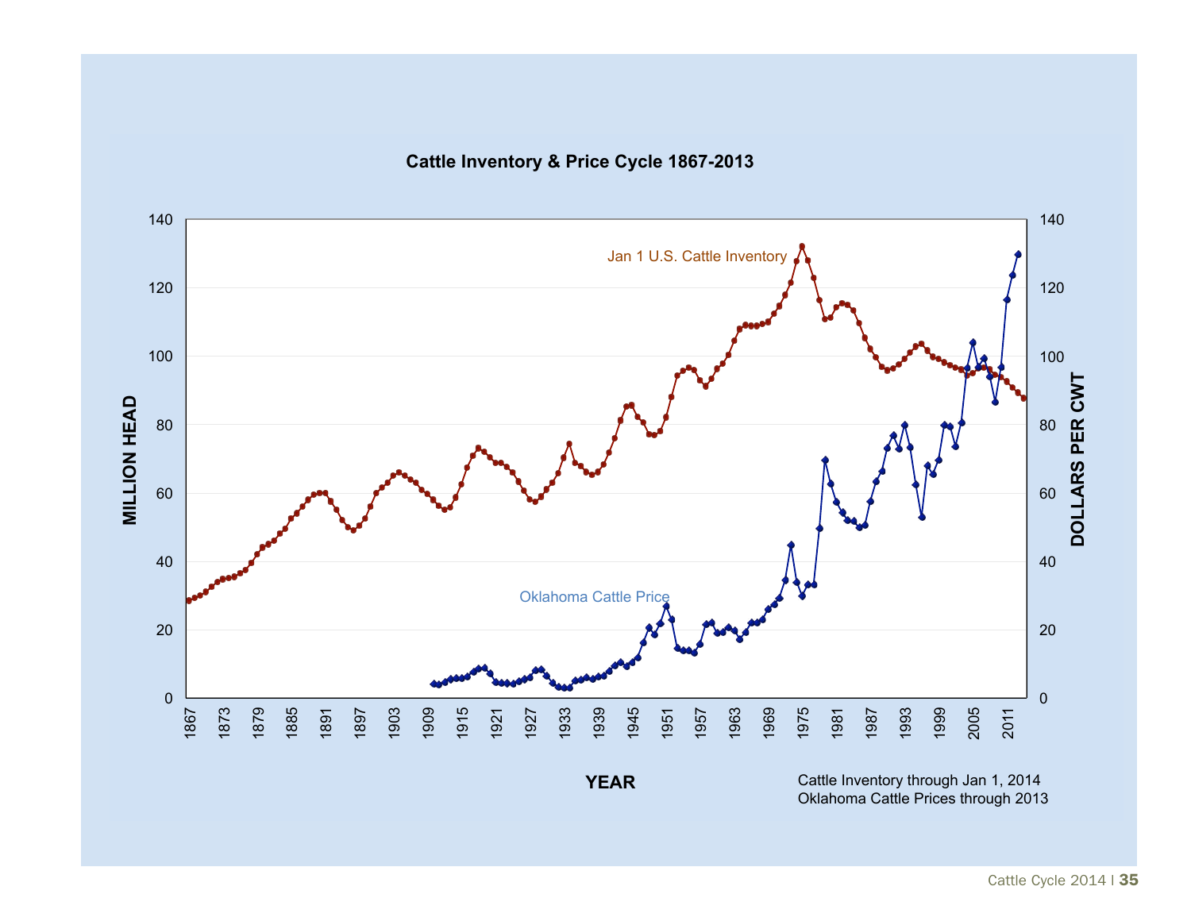## Cattle Inventory & Price Cycle 1867-2013

MILLION HEAD

DOLLARS PER CWT

Jan 1 U.S. Cattle Inventory

Oklahoma Cattle Price

YEAR

Cattle Inventory through Jan 1, 2014
Oklahoma Cattle Prices through 2013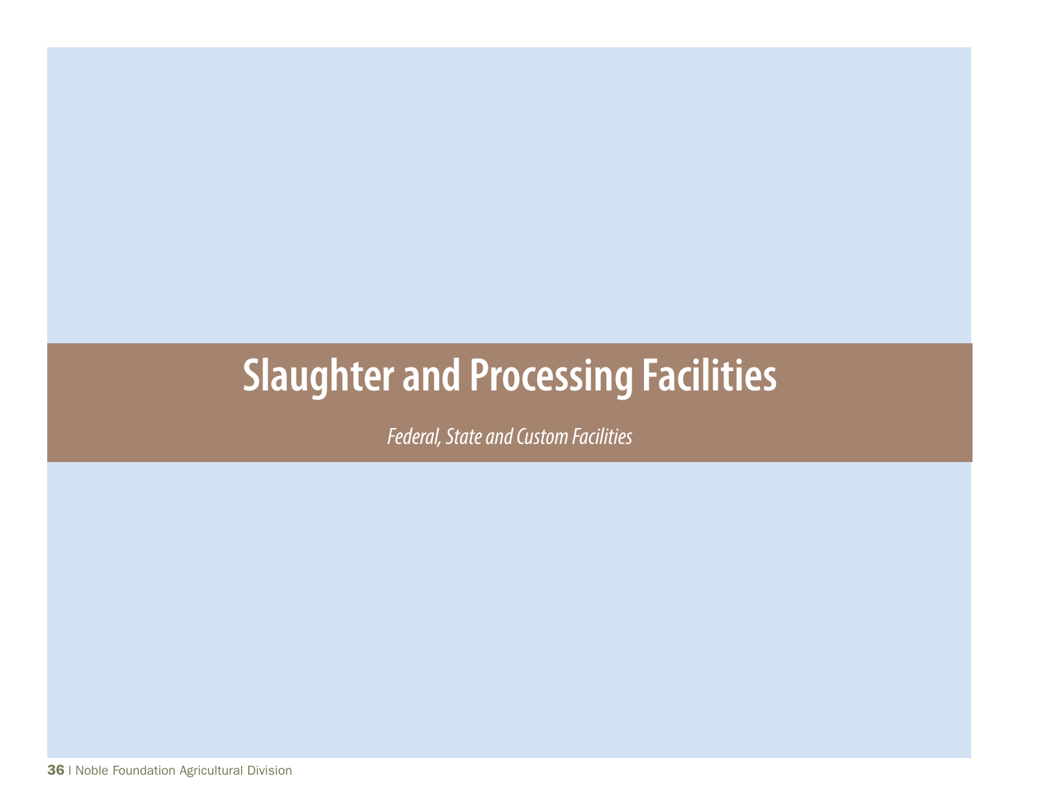# Slaughter and Processing Facilities

*Federal, State and Custom Facilities*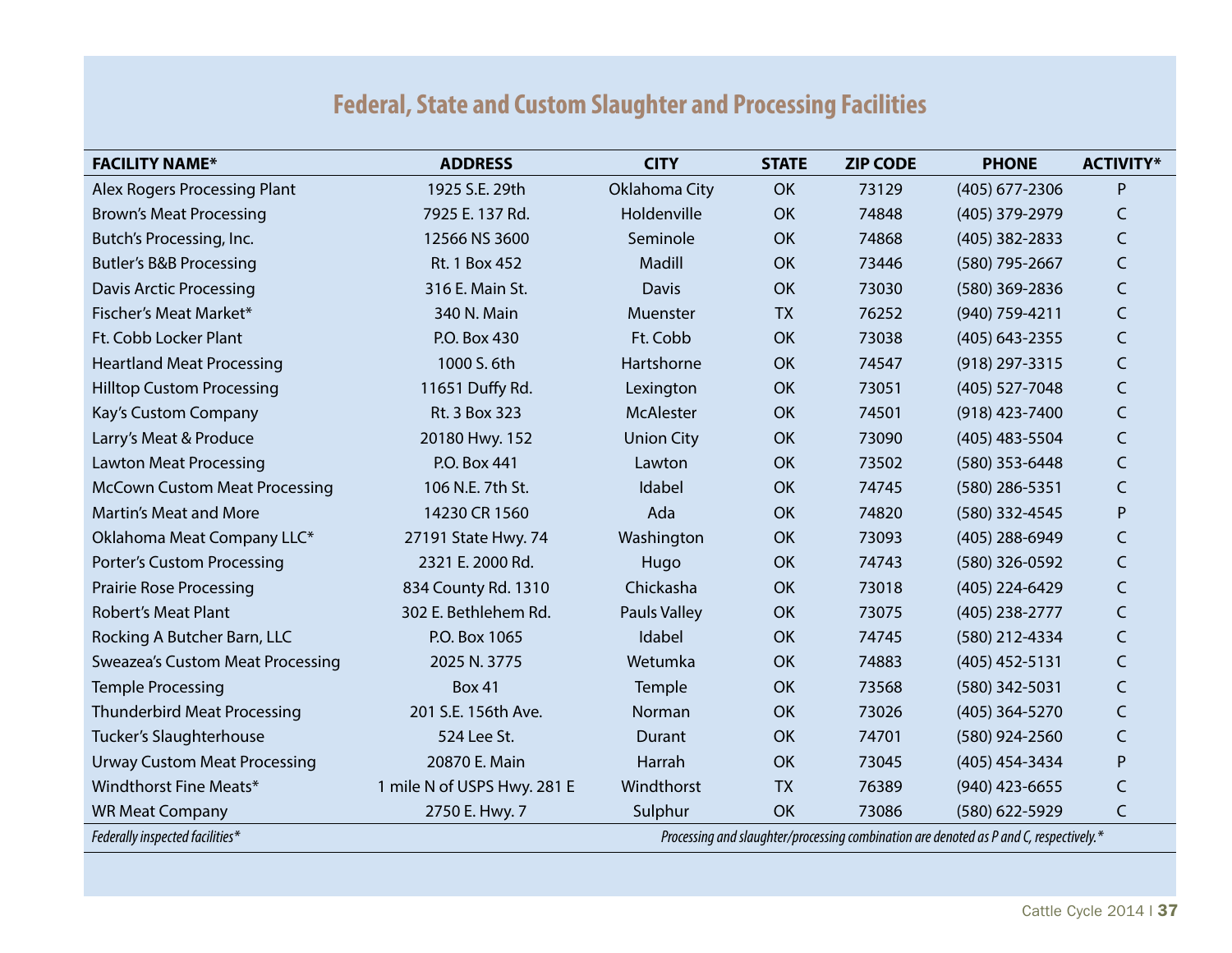## Federal, State and Custom Slaughter and Processing Facilities

| FACILITY NAME* | ADDRESS | CITY | STATE | ZIP CODE | PHONE | ACTIVITY* |
|---|---|---|---|---|---|---|
| Alex Rogers Processing Plant | 1925 S.E. 29th | Oklahoma City | OK | 73129 | (405) 677-2306 | P |
| Brown's Meat Processing | 7925 E. 137 Rd. | Holdenville | OK | 74848 | (405) 379-2979 | C |
| Butch's Processing, Inc. | 12566 NS 3600 | Seminole | OK | 74868 | (405) 382-2833 | C |
| Butler's B&B Processing | Rt. 1 Box 452 | Madill | OK | 73446 | (580) 795-2667 | C |
| Davis Arctic Processing | 316 E. Main St. | Davis | OK | 73030 | (580) 369-2836 | C |
| Fischer's Meat Market* | 340 N. Main | Muenster | TX | 76252 | (940) 759-4211 | C |
| Ft. Cobb Locker Plant | P.O. Box 430 | Ft. Cobb | OK | 73038 | (405) 643-2355 | C |
| Heartland Meat Processing | 1000 S. 6th | Hartshorne | OK | 74547 | (918) 297-3315 | C |
| Hilltop Custom Processing | 11651 Duffy Rd. | Lexington | OK | 73051 | (405) 527-7048 | C |
| Kay's Custom Company | Rt. 3 Box 323 | McAlester | OK | 74501 | (918) 423-7400 | C |
| Larry's Meat & Produce | 20180 Hwy. 152 | Union City | OK | 73090 | (405) 483-5504 | C |
| Lawton Meat Processing | P.O. Box 441 | Lawton | OK | 73502 | (580) 353-6448 | C |
| McCown Custom Meat Processing | 106 N.E. 7th St. | Idabel | OK | 74745 | (580) 286-5351 | C |
| Martin's Meat and More | 14230 CR 1560 | Ada | OK | 74820 | (580) 332-4545 | P |
| Oklahoma Meat Company LLC* | 27191 State Hwy. 74 | Washington | OK | 73093 | (405) 288-6949 | C |
| Porter's Custom Processing | 2321 E. 2000 Rd. | Hugo | OK | 74743 | (580) 326-0592 | C |
| Prairie Rose Processing | 834 County Rd. 1310 | Chickasha | OK | 73018 | (405) 224-6429 | C |
| Robert's Meat Plant | 302 E. Bethlehem Rd. | Pauls Valley | OK | 73075 | (405) 238-2777 | C |
| Rocking A Butcher Barn, LLC | P.O. Box 1065 | Idabel | OK | 74745 | (580) 212-4334 | C |
| Sweazea's Custom Meat Processing | 2025 N. 3775 | Wetumka | OK | 74883 | (405) 452-5131 | C |
| Temple Processing | Box 41 | Temple | OK | 73568 | (580) 342-5031 | C |
| Thunderbird Meat Processing | 201 S.E. 156th Ave. | Norman | OK | 73026 | (405) 364-5270 | C |
| Tucker's Slaughterhouse | 524 Lee St. | Durant | OK | 74701 | (580) 924-2560 | C |
| Urway Custom Meat Processing | 20870 E. Main | Harrah | OK | 73045 | (405) 454-3434 | P |
| Windthorst Fine Meats* | 1 mile N of USPS Hwy. 281 E | Windthorst | TX | 76389 | (940) 423-6655 | C |
| WR Meat Company | 2750 E. Hwy. 7 | Sulphur | OK | 73086 | (580) 622-5929 | C |

*Federally inspected facilities**

*Processing and slaughter/processing combination are denoted as P and C, respectively.**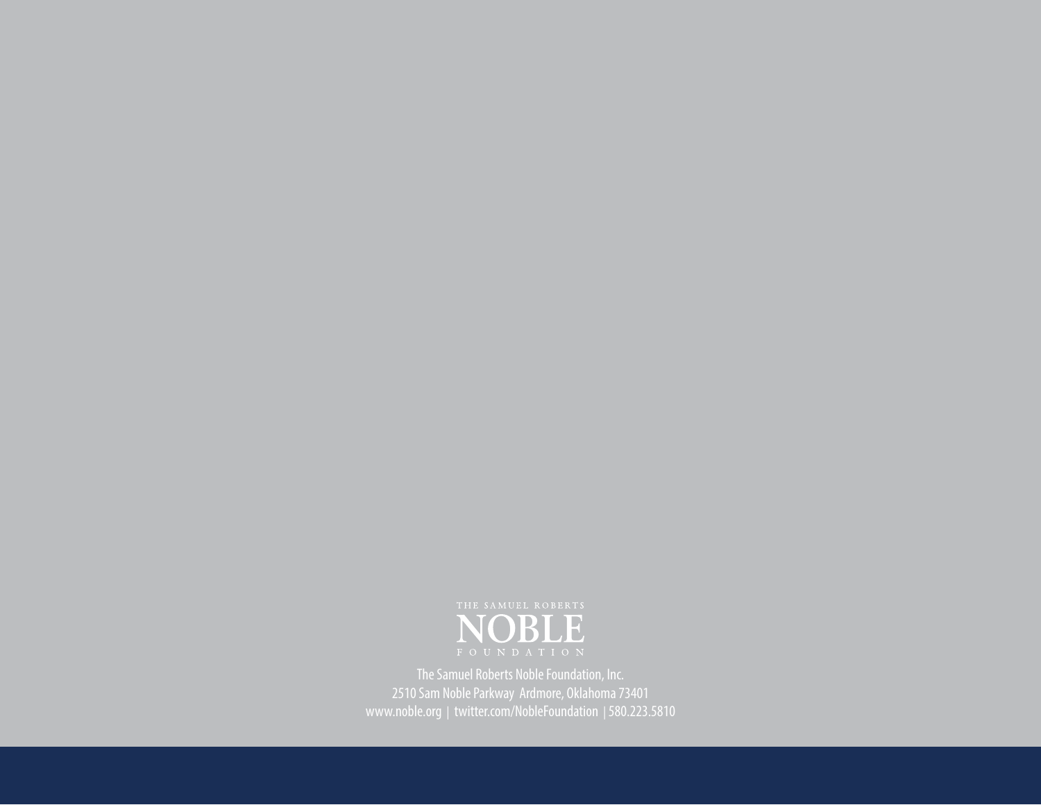THE SAMUEL ROBERTS

NOBLE

FOUNDATION

The Samuel Roberts Noble Foundation, Inc.
2510 Sam Noble Parkway Ardmore, Oklahoma 73401
www.noble.org | twitter.com/NobleFoundation | 580.223.5810